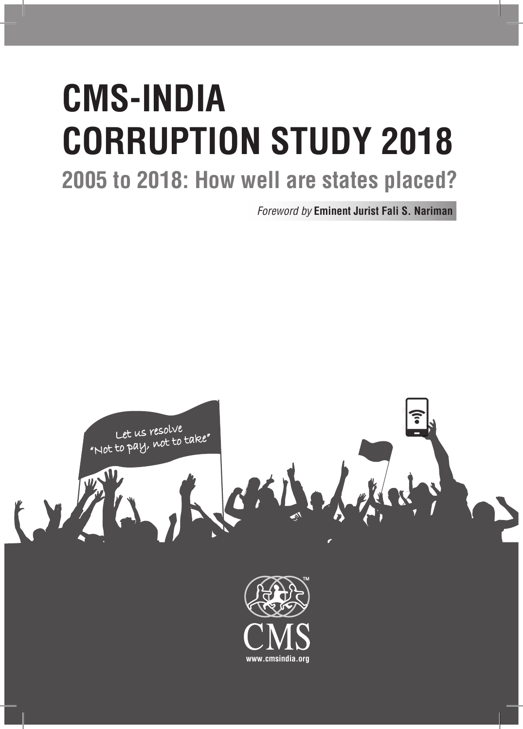# CMS-INDIA CORRUPTION STUDY 2018

## 2005 to 2018: How well are states placed?

*Foreword by* **Eminent Jurist Fali S. Nariman**

Let us resolve "Not to pay, not to take"

CMS

www.cmsindia.org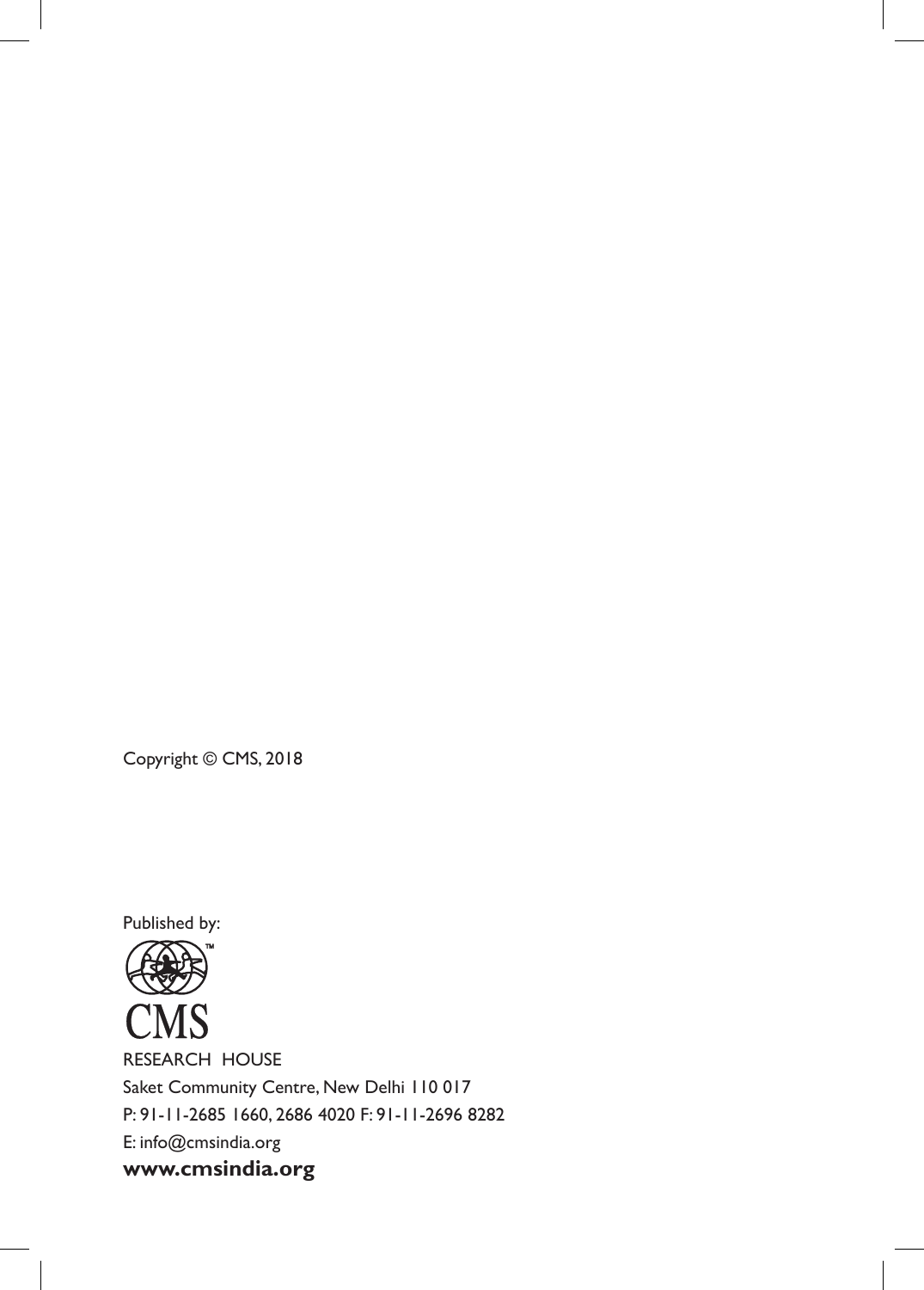Copyright © CMS, 2018

Published by:

CMS

RESEARCH HOUSE

Saket Community Centre, New Delhi 110 017

P: 91-11-2685 1660, 2686 4020 F: 91-11-2696 8282

E: info@cmsindia.org

**www.cmsindia.org**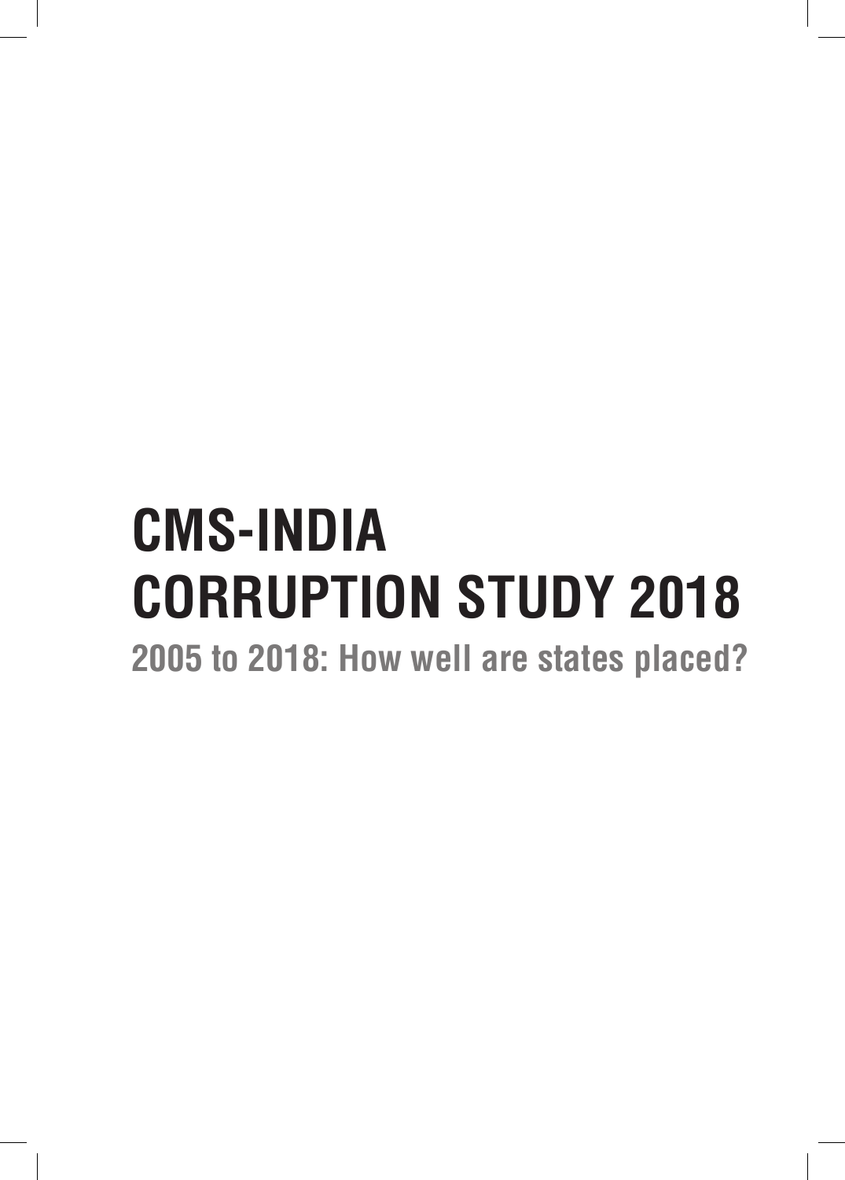# CMS-INDIA CORRUPTION STUDY 2018

## 2005 to 2018: How well are states placed?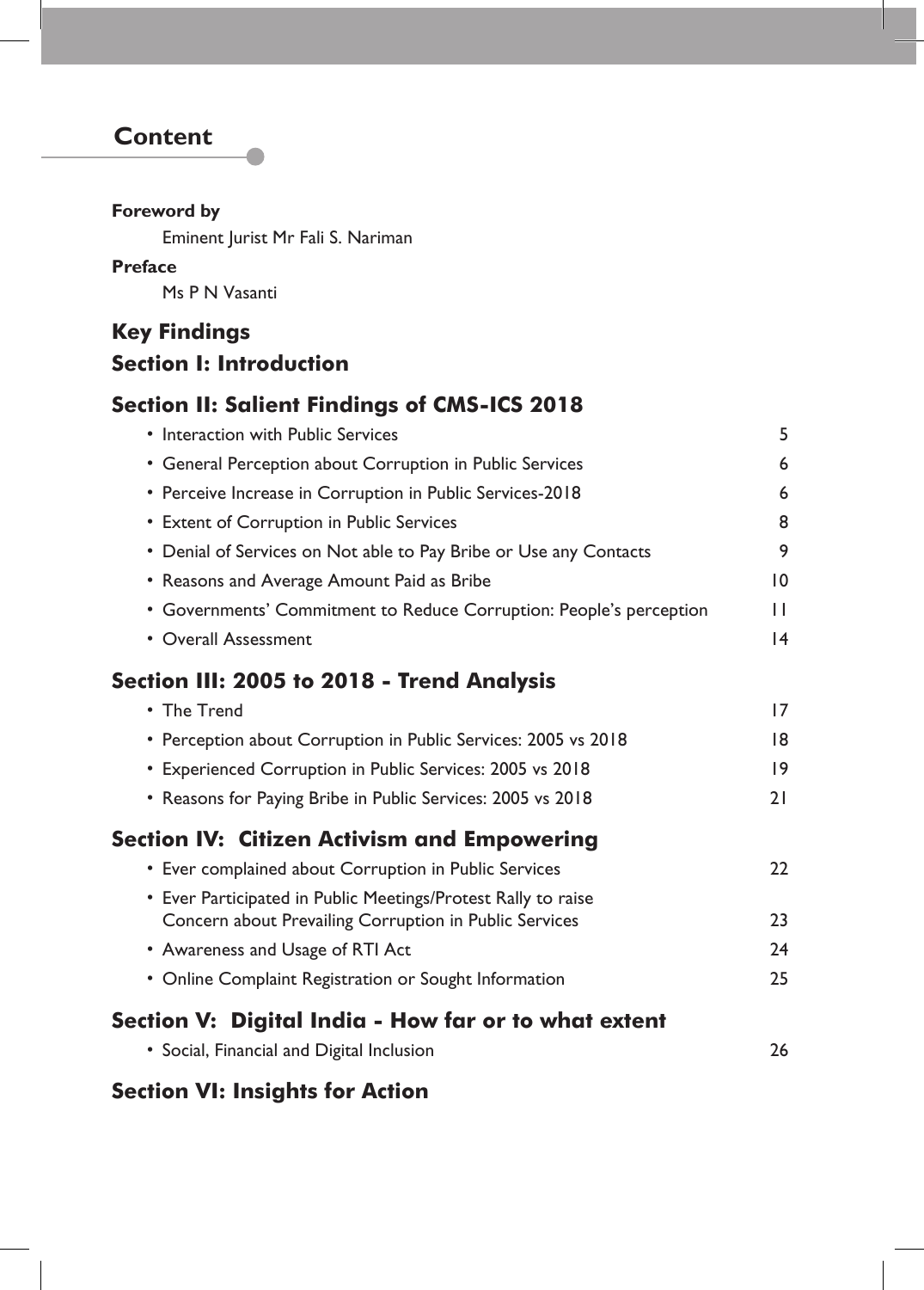## Content

**Foreword by**

Eminent Jurist Mr Fali S. Nariman

**Preface**

Ms P N Vasanti

### Key Findings

### Section I: Introduction

### Section II: Salient Findings of CMS-ICS 2018

- Interaction with Public Services 5
- General Perception about Corruption in Public Services 6
- Perceive Increase in Corruption in Public Services-2018 6
- Extent of Corruption in Public Services 8
- Denial of Services on Not able to Pay Bribe or Use any Contacts 9
- Reasons and Average Amount Paid as Bribe 10
- Governments' Commitment to Reduce Corruption: People's perception 11
- Overall Assessment 14

### Section III: 2005 to 2018 - Trend Analysis

- The Trend 17
- Perception about Corruption in Public Services: 2005 vs 2018 18
- Experienced Corruption in Public Services: 2005 vs 2018 19
- Reasons for Paying Bribe in Public Services: 2005 vs 2018 21

### Section IV: Citizen Activism and Empowering

- Ever complained about Corruption in Public Services 22
- Ever Participated in Public Meetings/Protest Rally to raise Concern about Prevailing Corruption in Public Services 23
- Awareness and Usage of RTI Act 24
- Online Complaint Registration or Sought Information 25

### Section V: Digital India - How far or to what extent

- Social, Financial and Digital Inclusion 26

### Section VI: Insights for Action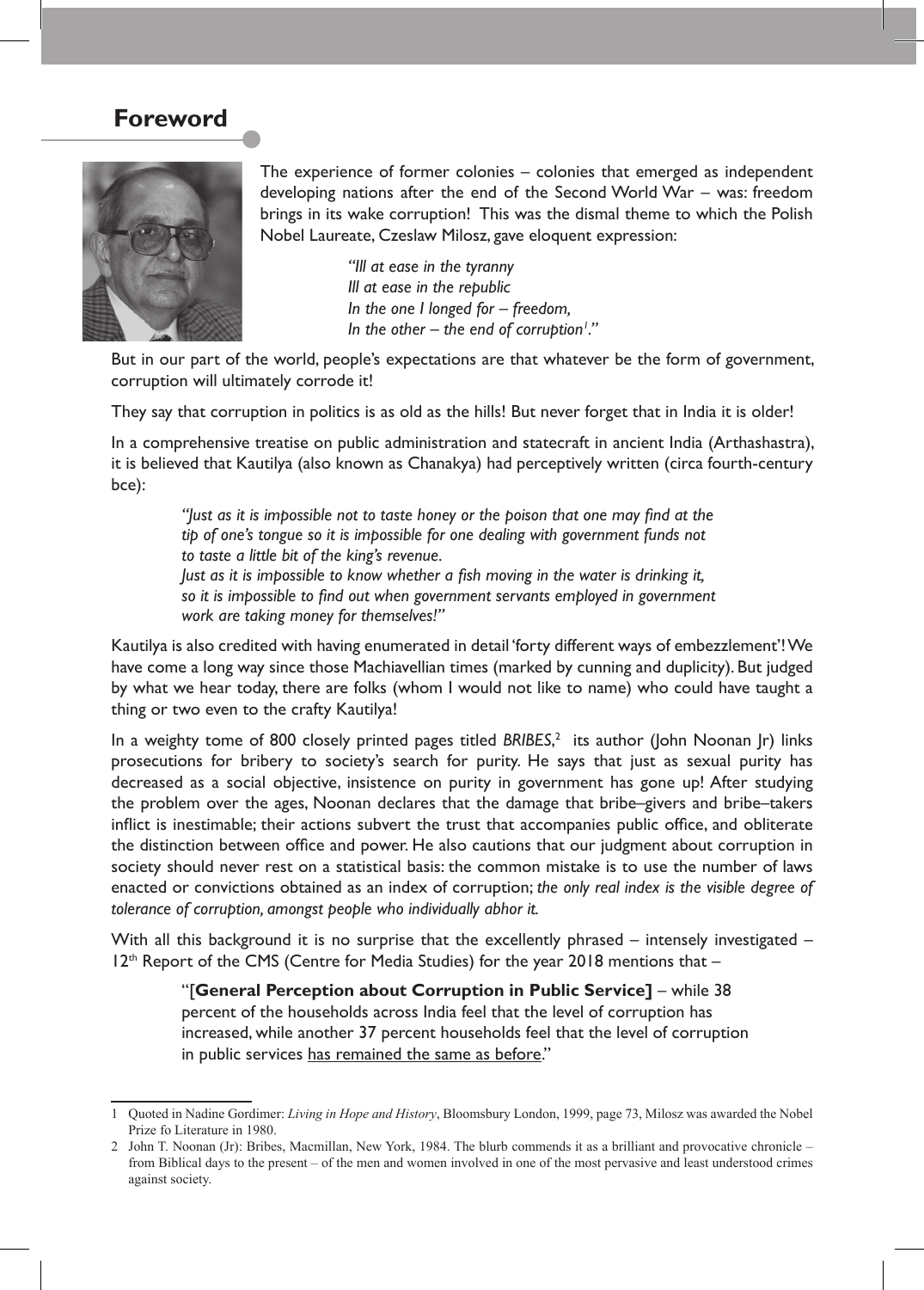## Foreword

The experience of former colonies – colonies that emerged as independent developing nations after the end of the Second World War – was: freedom brings in its wake corruption! This was the dismal theme to which the Polish Nobel Laureate, Czeslaw Milosz, gave eloquent expression:

> *"Ill at ease in the tyranny*
> *Ill at ease in the republic*
> *In the one I longed for – freedom,*
> *In the other – the end of corruption[1]."*

But in our part of the world, people's expectations are that whatever be the form of government, corruption will ultimately corrode it!

They say that corruption in politics is as old as the hills! But never forget that in India it is older!

In a comprehensive treatise on public administration and statecraft in ancient India (Arthashastra), it is believed that Kautilya (also known as Chanakya) had perceptively written (circa fourth-century bce):

> *"Just as it is impossible not to taste honey or the poison that one may find at the tip of one's tongue so it is impossible for one dealing with government funds not to taste a little bit of the king's revenue.*
> *Just as it is impossible to know whether a fish moving in the water is drinking it, so it is impossible to find out when government servants employed in government work are taking money for themselves!"*

Kautilya is also credited with having enumerated in detail 'forty different ways of embezzlement'! We have come a long way since those Machiavellian times (marked by cunning and duplicity). But judged by what we hear today, there are folks (whom I would not like to name) who could have taught a thing or two even to the crafty Kautilya!

In a weighty tome of 800 closely printed pages titled *BRIBES*,[2] its author (John Noonan Jr) links prosecutions for bribery to society's search for purity. He says that just as sexual purity has decreased as a social objective, insistence on purity in government has gone up! After studying the problem over the ages, Noonan declares that the damage that bribe–givers and bribe–takers inflict is inestimable; their actions subvert the trust that accompanies public office, and obliterate the distinction between office and power. He also cautions that our judgment about corruption in society should never rest on a statistical basis: the common mistake is to use the number of laws enacted or convictions obtained as an index of corruption; *the only real index is the visible degree of tolerance of corruption, amongst people who individually abhor it.*

With all this background it is no surprise that the excellently phrased – intensely investigated – 12th Report of the CMS (Centre for Media Studies) for the year 2018 mentions that –

> "[**General Perception about Corruption in Public Service]** – while 38 percent of the households across India feel that the level of corruption has increased, while another 37 percent households feel that the level of corruption in public services has remained the same as before."

---

1 Quoted in Nadine Gordimer: *Living in Hope and History*, Bloomsbury London, 1999, page 73, Milosz was awarded the Nobel Prize fo Literature in 1980.

2 John T. Noonan (Jr): Bribes, Macmillan, New York, 1984. The blurb commends it as a brilliant and provocative chronicle – from Biblical days to the present – of the men and women involved in one of the most pervasive and least understood crimes against society.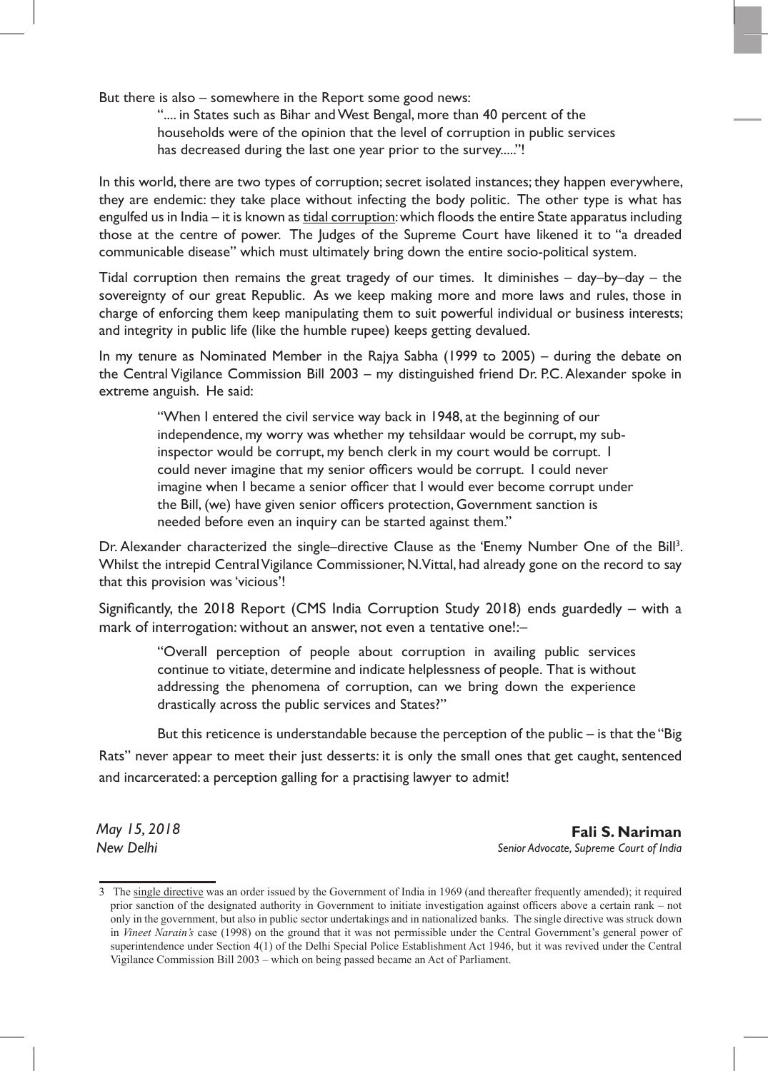But there is also – somewhere in the Report some good news:

> ".... in States such as Bihar and West Bengal, more than 40 percent of the households were of the opinion that the level of corruption in public services has decreased during the last one year prior to the survey....."!

In this world, there are two types of corruption; secret isolated instances; they happen everywhere, they are endemic: they take place without infecting the body politic. The other type is what has engulfed us in India – it is known as <u>tidal corruption</u>: which floods the entire State apparatus including those at the centre of power. The Judges of the Supreme Court have likened it to "a dreaded communicable disease" which must ultimately bring down the entire socio-political system.

Tidal corruption then remains the great tragedy of our times. It diminishes – day–by–day – the sovereignty of our great Republic. As we keep making more and more laws and rules, those in charge of enforcing them keep manipulating them to suit powerful individual or business interests; and integrity in public life (like the humble rupee) keeps getting devalued.

In my tenure as Nominated Member in the Rajya Sabha (1999 to 2005) – during the debate on the Central Vigilance Commission Bill 2003 – my distinguished friend Dr. P.C. Alexander spoke in extreme anguish. He said:

> "When I entered the civil service way back in 1948, at the beginning of our independence, my worry was whether my tehsildaar would be corrupt, my sub-inspector would be corrupt, my bench clerk in my court would be corrupt. I could never imagine that my senior officers would be corrupt. I could never imagine when I became a senior officer that I would ever become corrupt under the Bill, (we) have given senior officers protection, Government sanction is needed before even an inquiry can be started against them."

Dr. Alexander characterized the single–directive Clause as the 'Enemy Number One of the Bill[3]. Whilst the intrepid Central Vigilance Commissioner, N. Vittal, had already gone on the record to say that this provision was 'vicious'!

Significantly, the 2018 Report (CMS India Corruption Study 2018) ends guardedly – with a mark of interrogation: without an answer, not even a tentative one!:–

> "Overall perception of people about corruption in availing public services continue to vitiate, determine and indicate helplessness of people. That is without addressing the phenomena of corruption, can we bring down the experience drastically across the public services and States?"

But this reticence is understandable because the perception of the public – is that the "Big Rats" never appear to meet their just desserts: it is only the small ones that get caught, sentenced and incarcerated: a perception galling for a practising lawyer to admit!

*May 15, 2018*
*New Delhi*

**Fali S. Nariman**
*Senior Advocate, Supreme Court of India*

---

3 The <u>single directive</u> was an order issued by the Government of India in 1969 (and thereafter frequently amended); it required prior sanction of the designated authority in Government to initiate investigation against officers above a certain rank – not only in the government, but also in public sector undertakings and in nationalized banks. The single directive was struck down in *Vineet Narain's* case (1998) on the ground that it was not permissible under the Central Government's general power of superintendence under Section 4(1) of the Delhi Special Police Establishment Act 1946, but it was revived under the Central Vigilance Commission Bill 2003 – which on being passed became an Act of Parliament.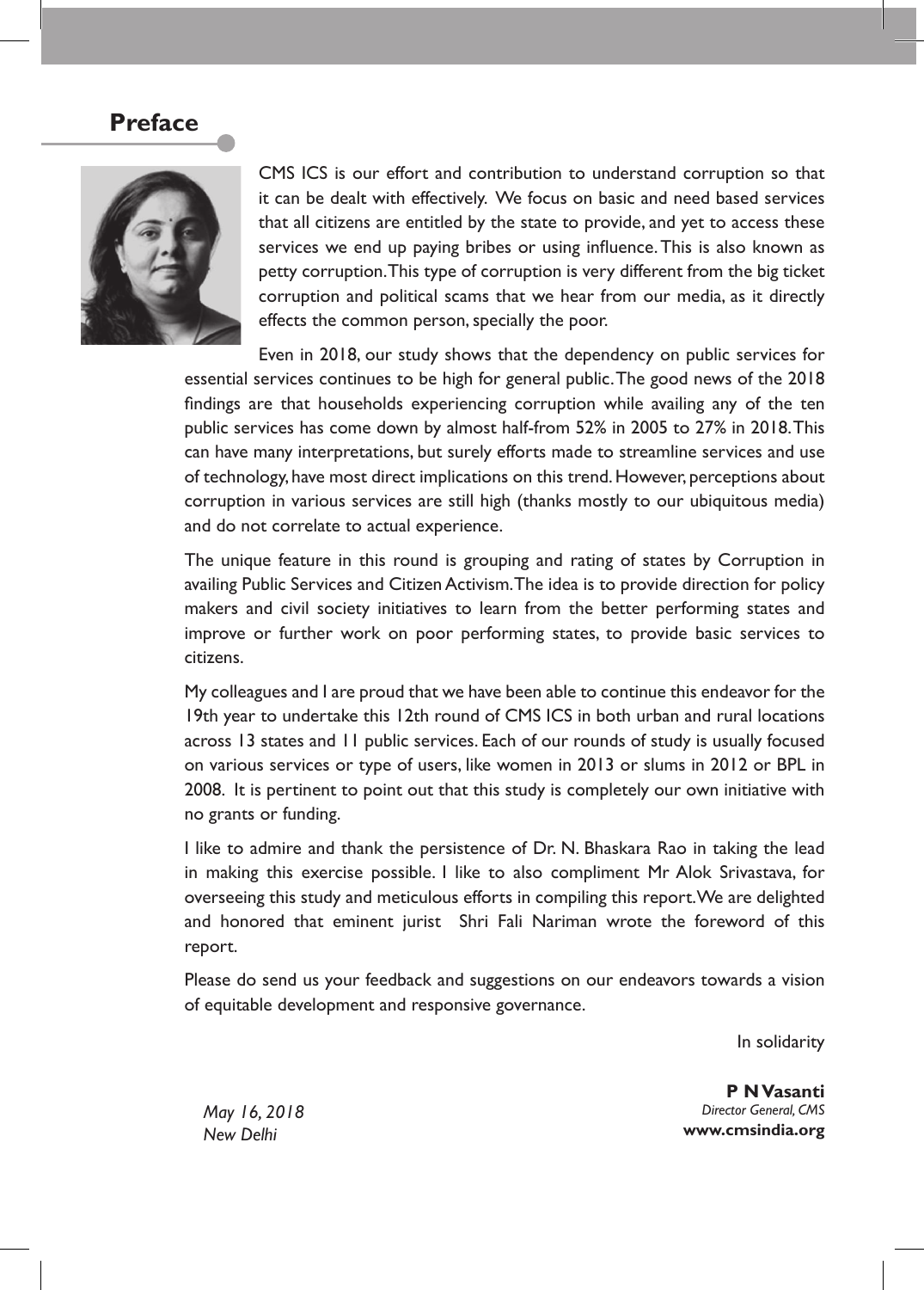## Preface

CMS ICS is our effort and contribution to understand corruption so that it can be dealt with effectively. We focus on basic and need based services that all citizens are entitled by the state to provide, and yet to access these services we end up paying bribes or using influence. This is also known as petty corruption. This type of corruption is very different from the big ticket corruption and political scams that we hear from our media, as it directly effects the common person, specially the poor.

Even in 2018, our study shows that the dependency on public services for essential services continues to be high for general public. The good news of the 2018 findings are that households experiencing corruption while availing any of the ten public services has come down by almost half-from 52% in 2005 to 27% in 2018. This can have many interpretations, but surely efforts made to streamline services and use of technology, have most direct implications on this trend. However, perceptions about corruption in various services are still high (thanks mostly to our ubiquitous media) and do not correlate to actual experience.

The unique feature in this round is grouping and rating of states by Corruption in availing Public Services and Citizen Activism. The idea is to provide direction for policy makers and civil society initiatives to learn from the better performing states and improve or further work on poor performing states, to provide basic services to citizens.

My colleagues and I are proud that we have been able to continue this endeavor for the 19th year to undertake this 12th round of CMS ICS in both urban and rural locations across 13 states and 11 public services. Each of our rounds of study is usually focused on various services or type of users, like women in 2013 or slums in 2012 or BPL in 2008. It is pertinent to point out that this study is completely our own initiative with no grants or funding.

I like to admire and thank the persistence of Dr. N. Bhaskara Rao in taking the lead in making this exercise possible. I like to also compliment Mr Alok Srivastava, for overseeing this study and meticulous efforts in compiling this report. We are delighted and honored that eminent jurist Shri Fali Nariman wrote the foreword of this report.

Please do send us your feedback and suggestions on our endeavors towards a vision of equitable development and responsive governance.

In solidarity

*May 16, 2018*
*New Delhi*

**P N Vasanti**
*Director General, CMS*
**www.cmsindia.org**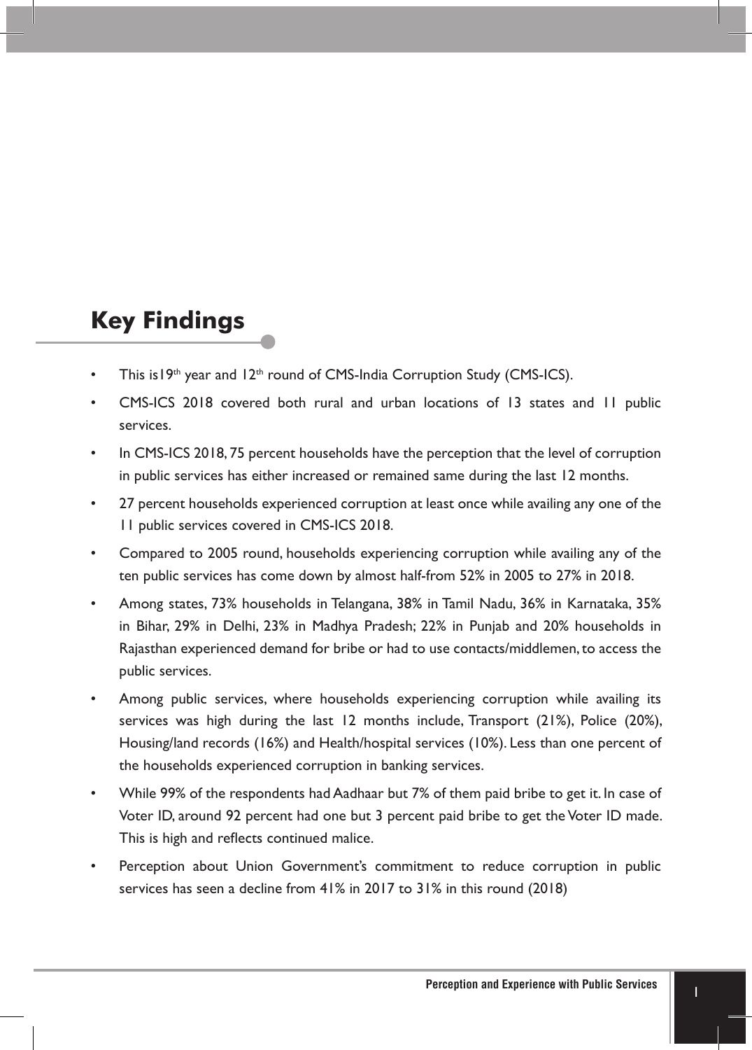## Key Findings

- This is19th year and 12th round of CMS-India Corruption Study (CMS-ICS).
- CMS-ICS 2018 covered both rural and urban locations of 13 states and 11 public services.
- In CMS-ICS 2018, 75 percent households have the perception that the level of corruption in public services has either increased or remained same during the last 12 months.
- 27 percent households experienced corruption at least once while availing any one of the 11 public services covered in CMS-ICS 2018.
- Compared to 2005 round, households experiencing corruption while availing any of the ten public services has come down by almost half-from 52% in 2005 to 27% in 2018.
- Among states, 73% households in Telangana, 38% in Tamil Nadu, 36% in Karnataka, 35% in Bihar, 29% in Delhi, 23% in Madhya Pradesh; 22% in Punjab and 20% households in Rajasthan experienced demand for bribe or had to use contacts/middlemen, to access the public services.
- Among public services, where households experiencing corruption while availing its services was high during the last 12 months include, Transport (21%), Police (20%), Housing/land records (16%) and Health/hospital services (10%). Less than one percent of the households experienced corruption in banking services.
- While 99% of the respondents had Aadhaar but 7% of them paid bribe to get it. In case of Voter ID, around 92 percent had one but 3 percent paid bribe to get the Voter ID made. This is high and reflects continued malice.
- Perception about Union Government's commitment to reduce corruption in public services has seen a decline from 41% in 2017 to 31% in this round (2018)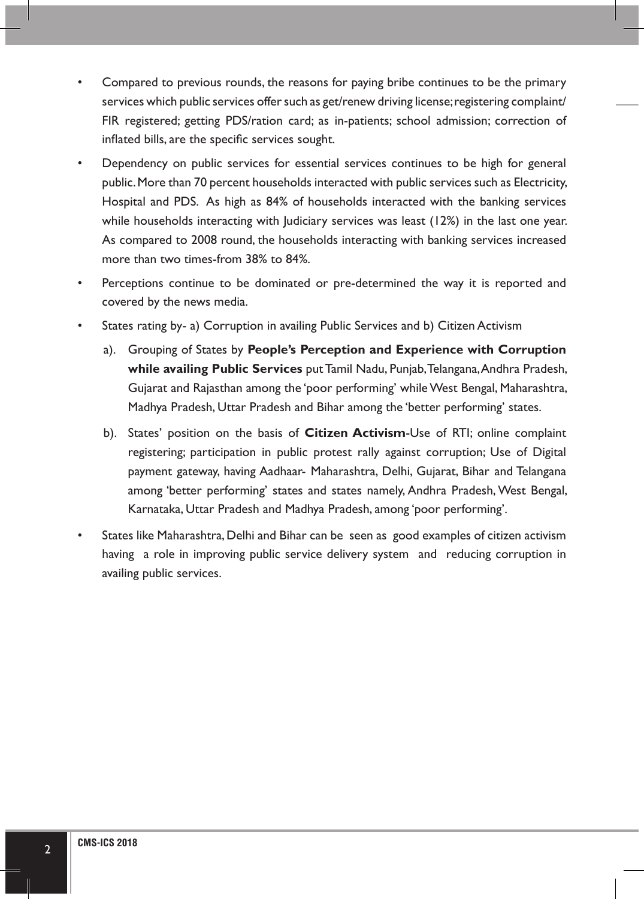- Compared to previous rounds, the reasons for paying bribe continues to be the primary services which public services offer such as get/renew driving license; registering complaint/ FIR registered; getting PDS/ration card; as in-patients; school admission; correction of inflated bills, are the specific services sought.
- Dependency on public services for essential services continues to be high for general public. More than 70 percent households interacted with public services such as Electricity, Hospital and PDS. As high as 84% of households interacted with the banking services while households interacting with Judiciary services was least (12%) in the last one year. As compared to 2008 round, the households interacting with banking services increased more than two times-from 38% to 84%.
- Perceptions continue to be dominated or pre-determined the way it is reported and covered by the news media.
- States rating by- a) Corruption in availing Public Services and b) Citizen Activism
  - a). Grouping of States by **People's Perception and Experience with Corruption while availing Public Services** put Tamil Nadu, Punjab, Telangana, Andhra Pradesh, Gujarat and Rajasthan among the 'poor performing' while West Bengal, Maharashtra, Madhya Pradesh, Uttar Pradesh and Bihar among the 'better performing' states.
  - b). States' position on the basis of **Citizen Activism**-Use of RTI; online complaint registering; participation in public protest rally against corruption; Use of Digital payment gateway, having Aadhaar- Maharashtra, Delhi, Gujarat, Bihar and Telangana among 'better performing' states and states namely, Andhra Pradesh, West Bengal, Karnataka, Uttar Pradesh and Madhya Pradesh, among 'poor performing'.
- States like Maharashtra, Delhi and Bihar can be seen as good examples of citizen activism having a role in improving public service delivery system and reducing corruption in availing public services.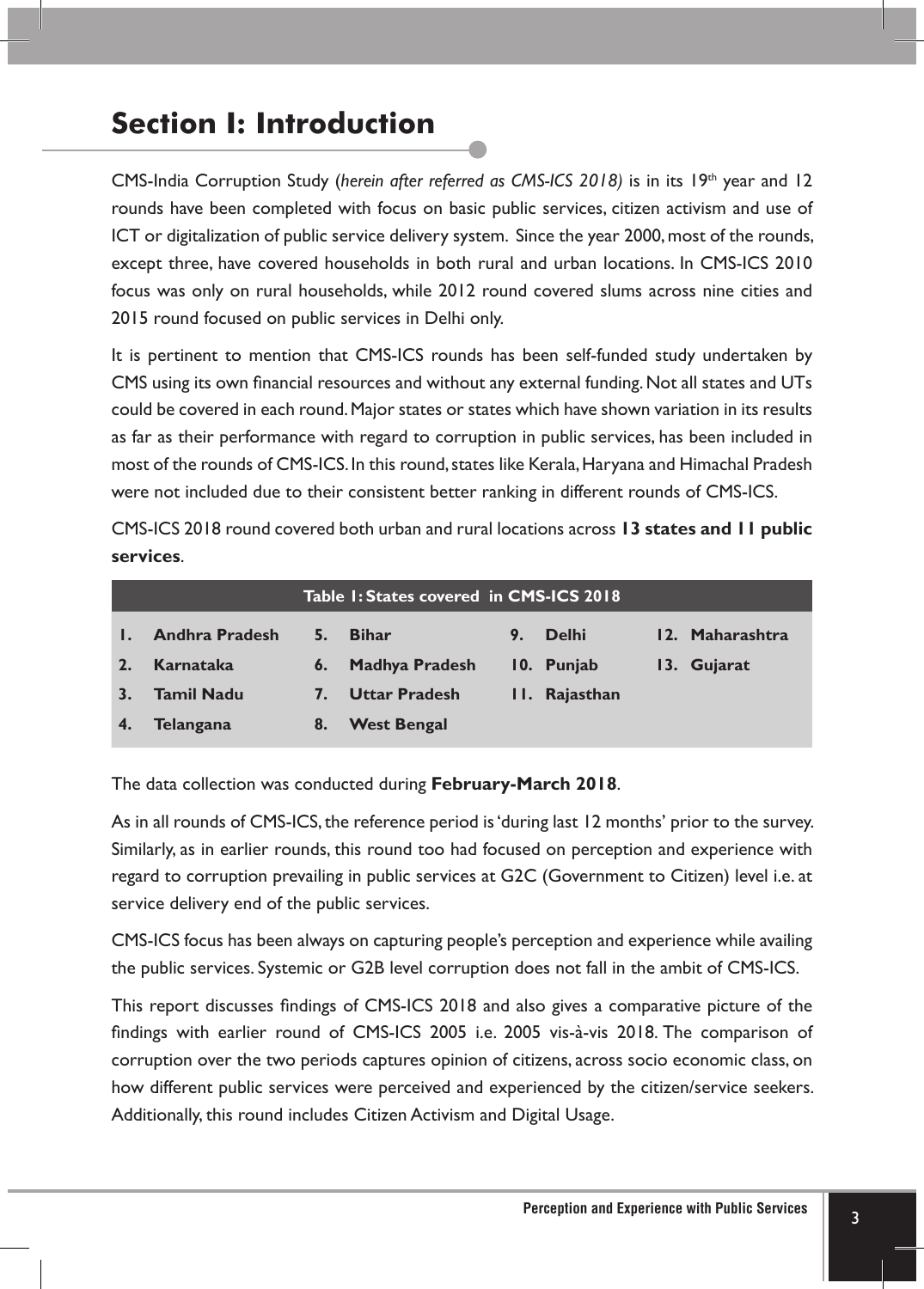# Section I: Introduction

CMS-India Corruption Study (*herein after referred as CMS-ICS 2018)* is in its 19th year and 12 rounds have been completed with focus on basic public services, citizen activism and use of ICT or digitalization of public service delivery system. Since the year 2000, most of the rounds, except three, have covered households in both rural and urban locations. In CMS-ICS 2010 focus was only on rural households, while 2012 round covered slums across nine cities and 2015 round focused on public services in Delhi only.

It is pertinent to mention that CMS-ICS rounds has been self-funded study undertaken by CMS using its own financial resources and without any external funding. Not all states and UTs could be covered in each round. Major states or states which have shown variation in its results as far as their performance with regard to corruption in public services, has been included in most of the rounds of CMS-ICS. In this round, states like Kerala, Haryana and Himachal Pradesh were not included due to their consistent better ranking in different rounds of CMS-ICS.

CMS-ICS 2018 round covered both urban and rural locations across **13 states and 11 public services**.

**Table 1: States covered in CMS-ICS 2018**

| | | | |
|---|---|---|---|
| 1. Andhra Pradesh | 5. Bihar | 9. Delhi | 12. Maharashtra |
| 2. Karnataka | 6. Madhya Pradesh | 10. Punjab | 13. Gujarat |
| 3. Tamil Nadu | 7. Uttar Pradesh | 11. Rajasthan | |
| 4. Telangana | 8. West Bengal | | |

The data collection was conducted during **February-March 2018**.

As in all rounds of CMS-ICS, the reference period is 'during last 12 months' prior to the survey. Similarly, as in earlier rounds, this round too had focused on perception and experience with regard to corruption prevailing in public services at G2C (Government to Citizen) level i.e. at service delivery end of the public services.

CMS-ICS focus has been always on capturing people's perception and experience while availing the public services. Systemic or G2B level corruption does not fall in the ambit of CMS-ICS.

This report discusses findings of CMS-ICS 2018 and also gives a comparative picture of the findings with earlier round of CMS-ICS 2005 i.e. 2005 vis-à-vis 2018. The comparison of corruption over the two periods captures opinion of citizens, across socio economic class, on how different public services were perceived and experienced by the citizen/service seekers. Additionally, this round includes Citizen Activism and Digital Usage.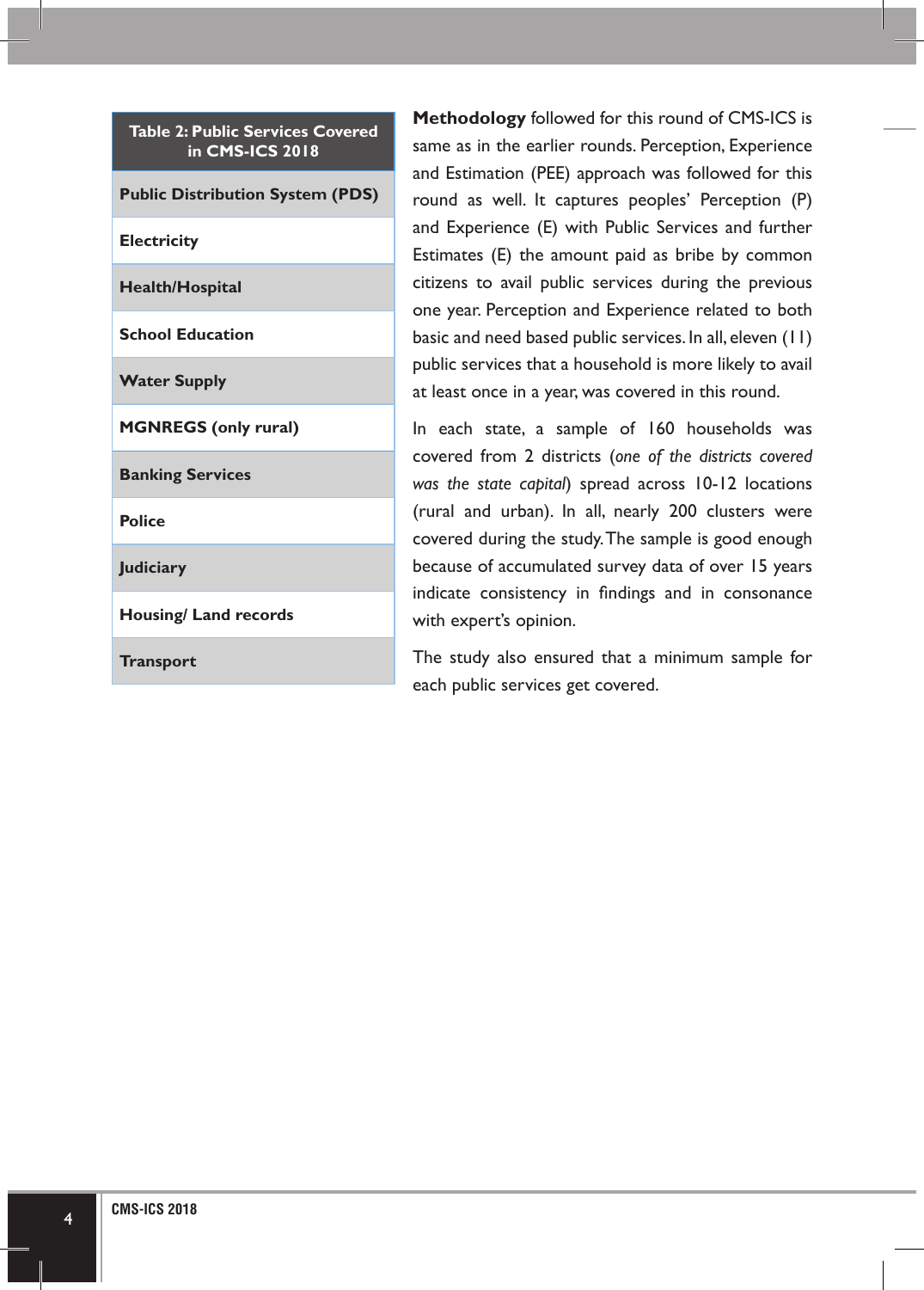| Table 2: Public Services Covered in CMS-ICS 2018 |
|---|
| **Public Distribution System (PDS)** |
| **Electricity** |
| **Health/Hospital** |
| **School Education** |
| **Water Supply** |
| **MGNREGS (only rural)** |
| **Banking Services** |
| **Police** |
| **Judiciary** |
| **Housing/ Land records** |
| **Transport** |

**Methodology** followed for this round of CMS-ICS is same as in the earlier rounds. Perception, Experience and Estimation (PEE) approach was followed for this round as well. It captures peoples' Perception (P) and Experience (E) with Public Services and further Estimates (E) the amount paid as bribe by common citizens to avail public services during the previous one year. Perception and Experience related to both basic and need based public services. In all, eleven (11) public services that a household is more likely to avail at least once in a year, was covered in this round.

In each state, a sample of 160 households was covered from 2 districts (*one of the districts covered was the state capital*) spread across 10-12 locations (rural and urban). In all, nearly 200 clusters were covered during the study. The sample is good enough because of accumulated survey data of over 15 years indicate consistency in findings and in consonance with expert's opinion.

The study also ensured that a minimum sample for each public services get covered.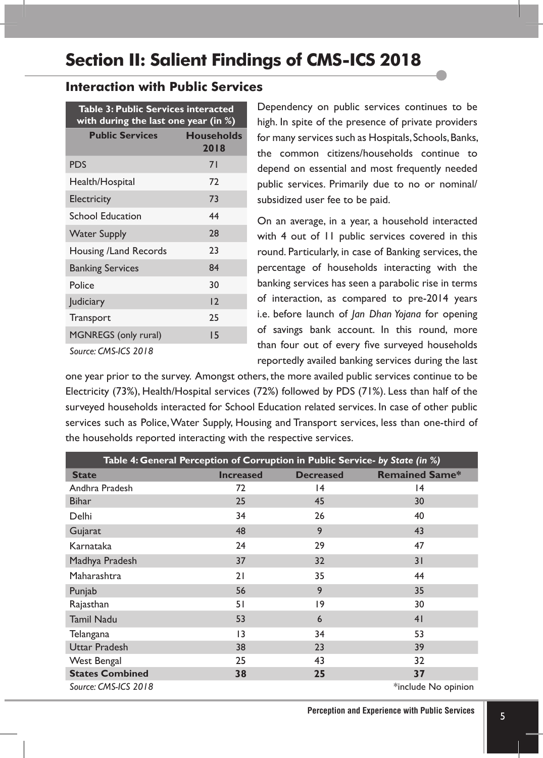# Section II: Salient Findings of CMS-ICS 2018

## Interaction with Public Services

| Table 3: Public Services interacted with during the last one year (in %) | |
|---|---|
| **Public Services** | **Households 2018** |
| PDS | 71 |
| Health/Hospital | 72 |
| Electricity | 73 |
| School Education | 44 |
| Water Supply | 28 |
| Housing /Land Records | 23 |
| Banking Services | 84 |
| Police | 30 |
| Judiciary | 12 |
| Transport | 25 |
| MGNREGS (only rural) | 15 |

*Source: CMS-ICS 2018*

Dependency on public services continues to be high. In spite of the presence of private providers for many services such as Hospitals, Schools, Banks, the common citizens/households continue to depend on essential and most frequently needed public services. Primarily due to no or nominal/ subsidized user fee to be paid.

On an average, in a year, a household interacted with 4 out of 11 public services covered in this round. Particularly, in case of Banking services, the percentage of households interacting with the banking services has seen a parabolic rise in terms of interaction, as compared to pre-2014 years i.e. before launch of *Jan Dhan Yojana* for opening of savings bank account. In this round, more than four out of every five surveyed households reportedly availed banking services during the last one year prior to the survey. Amongst others, the more availed public services continue to be Electricity (73%), Health/Hospital services (72%) followed by PDS (71%). Less than half of the surveyed households interacted for School Education related services. In case of other public services such as Police, Water Supply, Housing and Transport services, less than one-third of the households reported interacting with the respective services.

| Table 4: General Perception of Corruption in Public Service- *by State (in %)* | | | |
|---|---|---|---|
| **State** | **Increased** | **Decreased** | **Remained Same*** |
| Andhra Pradesh | 72 | 14 | 14 |
| Bihar | 25 | 45 | 30 |
| Delhi | 34 | 26 | 40 |
| Gujarat | 48 | 9 | 43 |
| Karnataka | 24 | 29 | 47 |
| Madhya Pradesh | 37 | 32 | 31 |
| Maharashtra | 21 | 35 | 44 |
| Punjab | 56 | 9 | 35 |
| Rajasthan | 51 | 19 | 30 |
| Tamil Nadu | 53 | 6 | 41 |
| Telangana | 13 | 34 | 53 |
| Uttar Pradesh | 38 | 23 | 39 |
| West Bengal | 25 | 43 | 32 |
| **States Combined** | **38** | **25** | **37** |

*Source: CMS-ICS 2018*

*include No opinion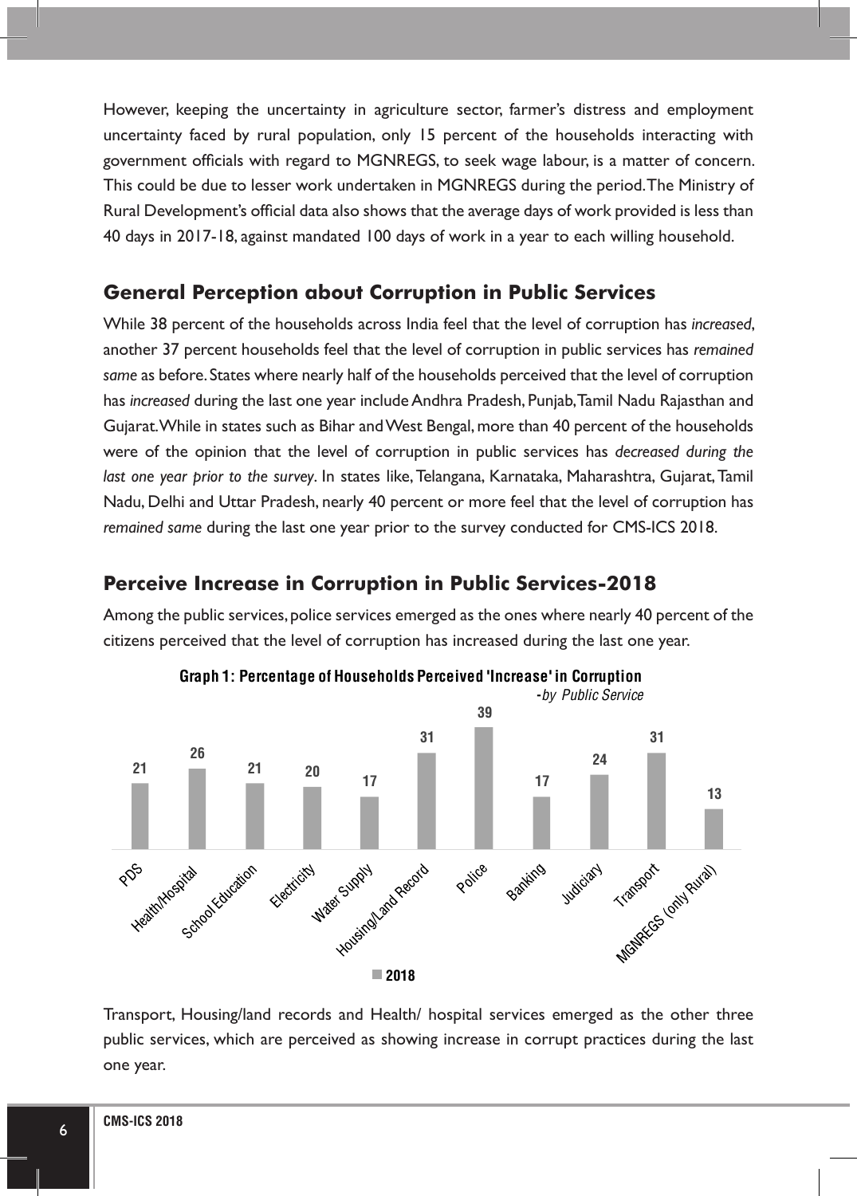However, keeping the uncertainty in agriculture sector, farmer's distress and employment uncertainty faced by rural population, only 15 percent of the households interacting with government officials with regard to MGNREGS, to seek wage labour, is a matter of concern. This could be due to lesser work undertaken in MGNREGS during the period. The Ministry of Rural Development's official data also shows that the average days of work provided is less than 40 days in 2017-18, against mandated 100 days of work in a year to each willing household.

## General Perception about Corruption in Public Services

While 38 percent of the households across India feel that the level of corruption has *increased*, another 37 percent households feel that the level of corruption in public services has *remained same* as before. States where nearly half of the households perceived that the level of corruption has *increased* during the last one year include Andhra Pradesh, Punjab, Tamil Nadu Rajasthan and Gujarat. While in states such as Bihar and West Bengal, more than 40 percent of the households were of the opinion that the level of corruption in public services has *decreased during the last one year prior to the survey*. In states like, Telangana, Karnataka, Maharashtra, Gujarat, Tamil Nadu, Delhi and Uttar Pradesh, nearly 40 percent or more feel that the level of corruption has *remained same* during the last one year prior to the survey conducted for CMS-ICS 2018.

## Perceive Increase in Corruption in Public Services-2018

Among the public services, police services emerged as the ones where nearly 40 percent of the citizens perceived that the level of corruption has increased during the last one year.

**Graph 1: Percentage of Households Perceived 'Increase' in Corruption** *-by Public Service*

| Public Service | 2018 |
|---|---|
| PDS | 21 |
| Health/Hospital | 26 |
| School Education | 21 |
| Electricity | 20 |
| Water Supply | 17 |
| Housing/Land Record | 31 |
| Police | 39 |
| Banking | 17 |
| Judiciary | 24 |
| Transport | 31 |
| MGNREGS (only Rural) | 13 |

Transport, Housing/land records and Health/ hospital services emerged as the other three public services, which are perceived as showing increase in corrupt practices during the last one year.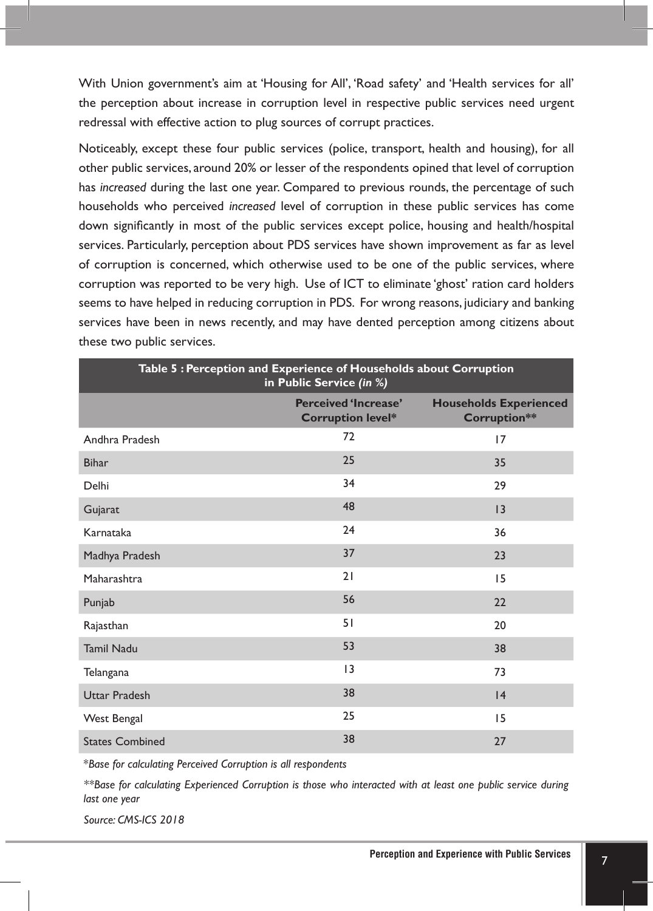With Union government's aim at 'Housing for All', 'Road safety' and 'Health services for all' the perception about increase in corruption level in respective public services need urgent redressal with effective action to plug sources of corrupt practices.

Noticeably, except these four public services (police, transport, health and housing), for all other public services, around 20% or lesser of the respondents opined that level of corruption has *increased* during the last one year. Compared to previous rounds, the percentage of such households who perceived *increased* level of corruption in these public services has come down significantly in most of the public services except police, housing and health/hospital services. Particularly, perception about PDS services have shown improvement as far as level of corruption is concerned, which otherwise used to be one of the public services, where corruption was reported to be very high. Use of ICT to eliminate 'ghost' ration card holders seems to have helped in reducing corruption in PDS. For wrong reasons, judiciary and banking services have been in news recently, and may have dented perception among citizens about these two public services.

**Table 5 : Perception and Experience of Households about Corruption in Public Service *(in %)***

| | Perceived 'Increase' Corruption level* | Households Experienced Corruption** |
|---|---|---|
| Andhra Pradesh | 72 | 17 |
| Bihar | 25 | 35 |
| Delhi | 34 | 29 |
| Gujarat | 48 | 13 |
| Karnataka | 24 | 36 |
| Madhya Pradesh | 37 | 23 |
| Maharashtra | 21 | 15 |
| Punjab | 56 | 22 |
| Rajasthan | 51 | 20 |
| Tamil Nadu | 53 | 38 |
| Telangana | 13 | 73 |
| Uttar Pradesh | 38 | 14 |
| West Bengal | 25 | 15 |
| States Combined | 38 | 27 |

*\*Base for calculating Perceived Corruption is all respondents*

*\*\*Base for calculating Experienced Corruption is those who interacted with at least one public service during last one year*

*Source: CMS-ICS 2018*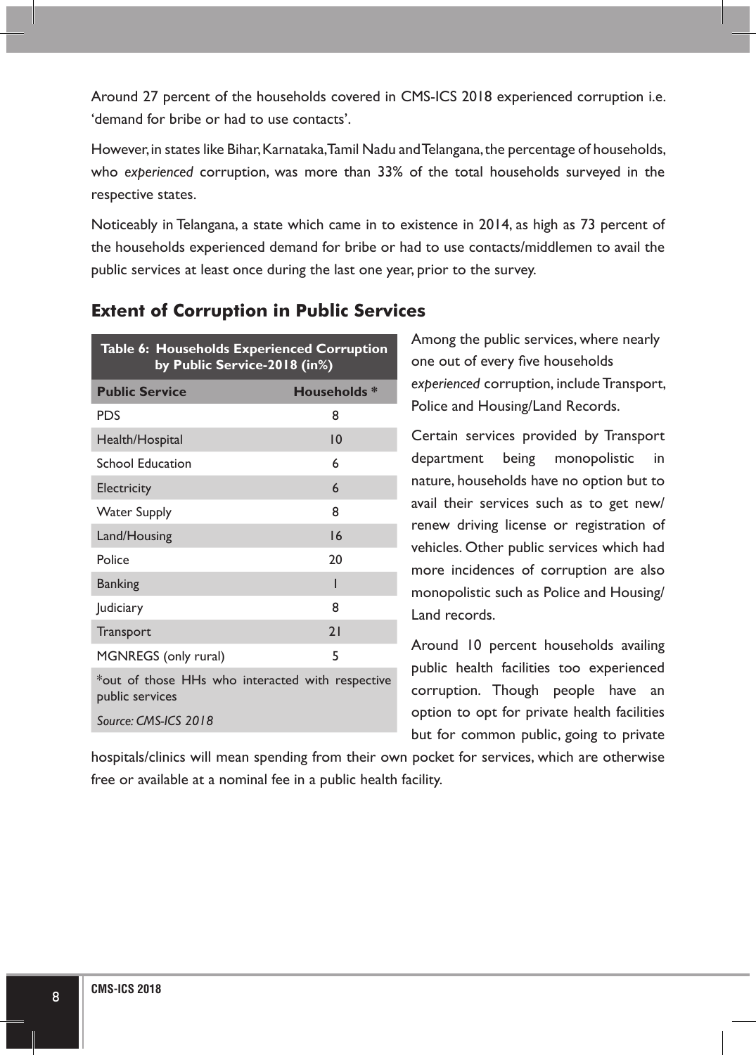Around 27 percent of the households covered in CMS-ICS 2018 experienced corruption i.e. 'demand for bribe or had to use contacts'.

However, in states like Bihar, Karnataka, Tamil Nadu and Telangana, the percentage of households, who *experienced* corruption, was more than 33% of the total households surveyed in the respective states.

Noticeably in Telangana, a state which came in to existence in 2014, as high as 73 percent of the households experienced demand for bribe or had to use contacts/middlemen to avail the public services at least once during the last one year, prior to the survey.

## Extent of Corruption in Public Services

**Table 6: Households Experienced Corruption by Public Service-2018 (in%)**

| Public Service | Households * |
|---|---|
| PDS | 8 |
| Health/Hospital | 10 |
| School Education | 6 |
| Electricity | 6 |
| Water Supply | 8 |
| Land/Housing | 16 |
| Police | 20 |
| Banking | 1 |
| Judiciary | 8 |
| Transport | 21 |
| MGNREGS (only rural) | 5 |

*out of those HHs who interacted with respective public services

*Source: CMS-ICS 2018*

Among the public services, where nearly one out of every five households *experienced* corruption, include Transport, Police and Housing/Land Records.

Certain services provided by Transport department being monopolistic in nature, households have no option but to avail their services such as to get new/ renew driving license or registration of vehicles. Other public services which had more incidences of corruption are also monopolistic such as Police and Housing/ Land records.

Around 10 percent households availing public health facilities too experienced corruption. Though people have an option to opt for private health facilities but for common public, going to private hospitals/clinics will mean spending from their own pocket for services, which are otherwise free or available at a nominal fee in a public health facility.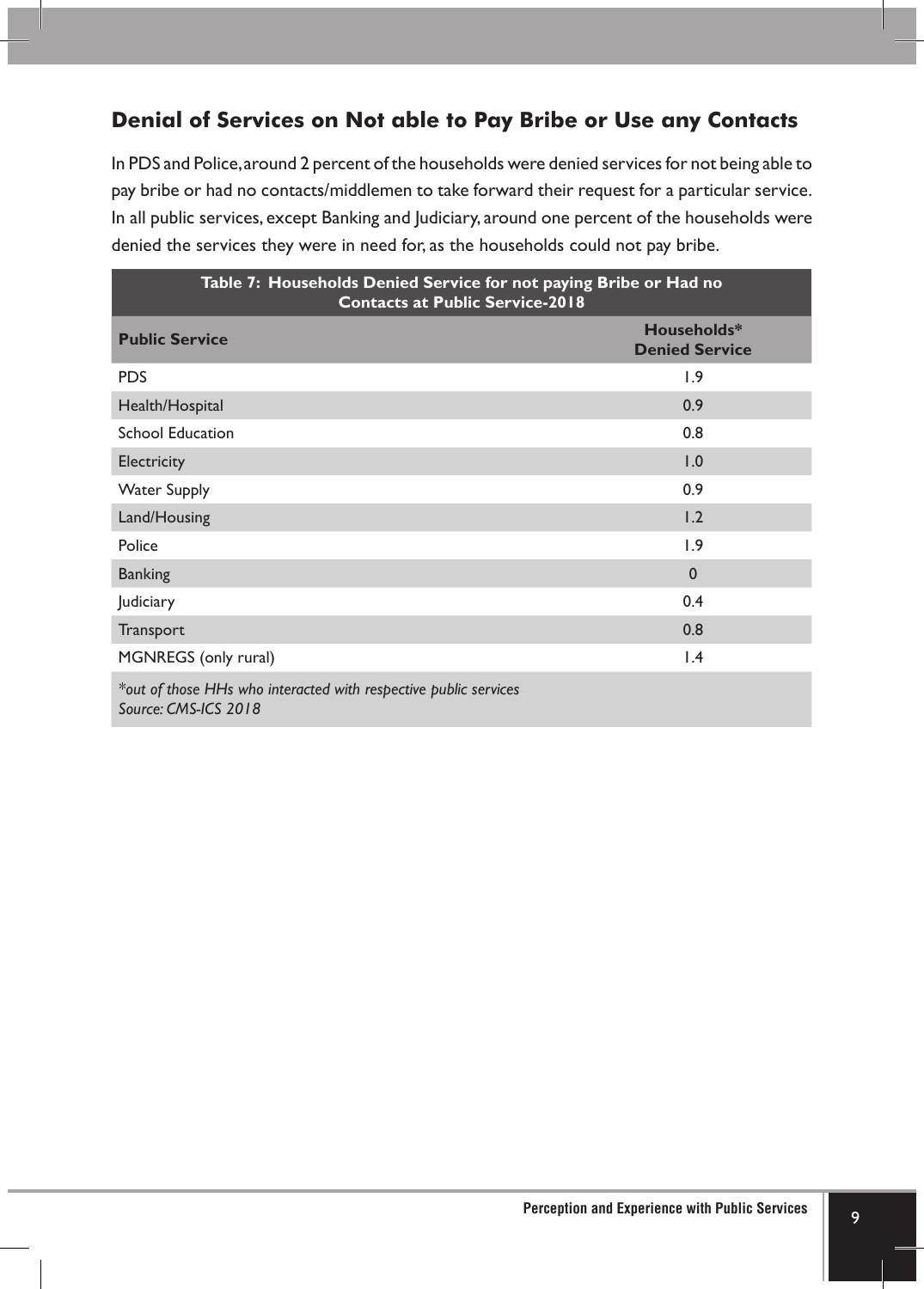## Denial of Services on Not able to Pay Bribe or Use any Contacts

In PDS and Police, around 2 percent of the households were denied services for not being able to pay bribe or had no contacts/middlemen to take forward their request for a particular service. In all public services, except Banking and Judiciary, around one percent of the households were denied the services they were in need for, as the households could not pay bribe.

**Table 7: Households Denied Service for not paying Bribe or Had no Contacts at Public Service-2018**

| Public Service | Households* Denied Service |
|---|---|
| PDS | 1.9 |
| Health/Hospital | 0.9 |
| School Education | 0.8 |
| Electricity | 1.0 |
| Water Supply | 0.9 |
| Land/Housing | 1.2 |
| Police | 1.9 |
| Banking | 0 |
| Judiciary | 0.4 |
| Transport | 0.8 |
| MGNREGS (only rural) | 1.4 |

*\*out of those HHs who interacted with respective public services*
*Source: CMS-ICS 2018*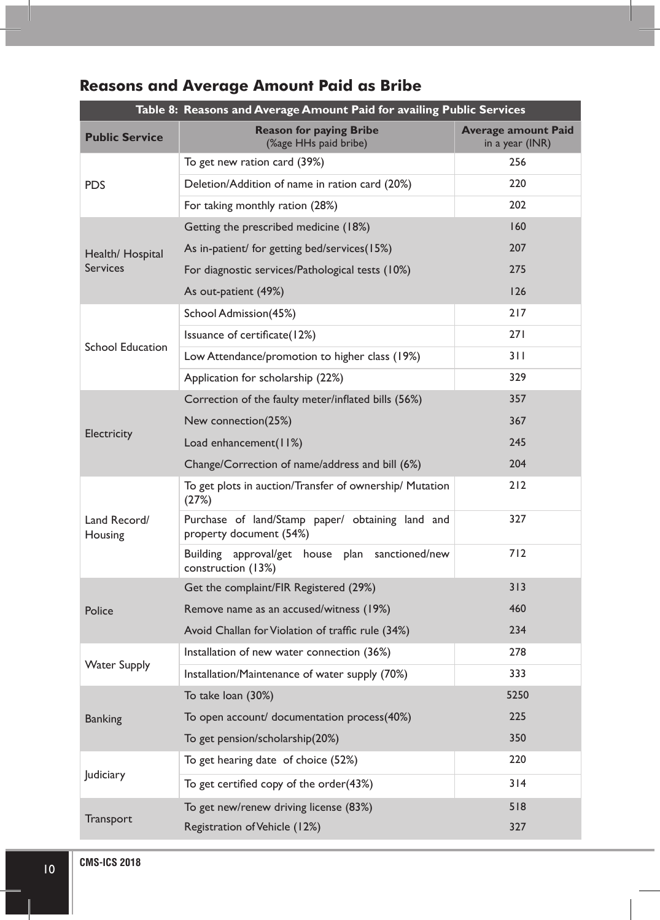## Reasons and Average Amount Paid as Bribe

**Table 8: Reasons and Average Amount Paid for availing Public Services**

| Public Service | Reason for paying Bribe (%age HHs paid bribe) | Average amount Paid in a year (INR) |
|---|---|---|
| PDS | To get new ration card (39%) | 256 |
| | Deletion/Addition of name in ration card (20%) | 220 |
| | For taking monthly ration (28%) | 202 |
| Health/ Hospital Services | Getting the prescribed medicine (18%) | 160 |
| | As in-patient/ for getting bed/services(15%) | 207 |
| | For diagnostic services/Pathological tests (10%) | 275 |
| | As out-patient (49%) | 126 |
| School Education | School Admission(45%) | 217 |
| | Issuance of certificate(12%) | 271 |
| | Low Attendance/promotion to higher class (19%) | 311 |
| | Application for scholarship (22%) | 329 |
| Electricity | Correction of the faulty meter/inflated bills (56%) | 357 |
| | New connection(25%) | 367 |
| | Load enhancement(11%) | 245 |
| | Change/Correction of name/address and bill (6%) | 204 |
| Land Record/ Housing | To get plots in auction/Transfer of ownership/ Mutation (27%) | 212 |
| | Purchase of land/Stamp paper/ obtaining land and property document (54%) | 327 |
| | Building approval/get house plan sanctioned/new construction (13%) | 712 |
| Police | Get the complaint/FIR Registered (29%) | 313 |
| | Remove name as an accused/witness (19%) | 460 |
| | Avoid Challan for Violation of traffic rule (34%) | 234 |
| Water Supply | Installation of new water connection (36%) | 278 |
| | Installation/Maintenance of water supply (70%) | 333 |
| Banking | To take loan (30%) | 5250 |
| | To open account/ documentation process(40%) | 225 |
| | To get pension/scholarship(20%) | 350 |
| Judiciary | To get hearing date of choice (52%) | 220 |
| | To get certified copy of the order(43%) | 314 |
| Transport | To get new/renew driving license (83%) | 518 |
| | Registration of Vehicle (12%) | 327 |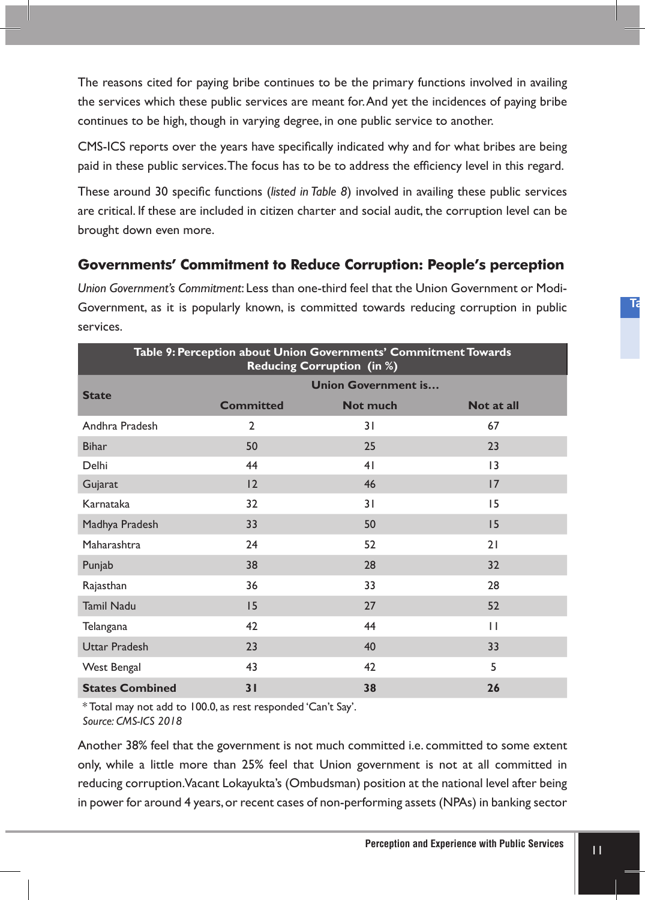The reasons cited for paying bribe continues to be the primary functions involved in availing the services which these public services are meant for. And yet the incidences of paying bribe continues to be high, though in varying degree, in one public service to another.

CMS-ICS reports over the years have specifically indicated why and for what bribes are being paid in these public services. The focus has to be to address the efficiency level in this regard.

These around 30 specific functions (*listed in Table 8*) involved in availing these public services are critical. If these are included in citizen charter and social audit, the corruption level can be brought down even more.

## Governments' Commitment to Reduce Corruption: People's perception

*Union Government's Commitment*: Less than one-third feel that the Union Government or Modi-Government, as it is popularly known, is committed towards reducing corruption in public services.

**Table 9: Perception about Union Governments' Commitment Towards Reducing Corruption (in %)**

| State | Union Government is… | | |
|---|---|---|---|
| | Committed | Not much | Not at all |
| Andhra Pradesh | 2 | 31 | 67 |
| Bihar | 50 | 25 | 23 |
| Delhi | 44 | 41 | 13 |
| Gujarat | 12 | 46 | 17 |
| Karnataka | 32 | 31 | 15 |
| Madhya Pradesh | 33 | 50 | 15 |
| Maharashtra | 24 | 52 | 21 |
| Punjab | 38 | 28 | 32 |
| Rajasthan | 36 | 33 | 28 |
| Tamil Nadu | 15 | 27 | 52 |
| Telangana | 42 | 44 | 11 |
| Uttar Pradesh | 23 | 40 | 33 |
| West Bengal | 43 | 42 | 5 |
| **States Combined** | **31** | **38** | **26** |

*Total may not add to 100.0, as rest responded 'Can't Say'.
*Source: CMS-ICS 2018*

Another 38% feel that the government is not much committed i.e. committed to some extent only, while a little more than 25% feel that Union government is not at all committed in reducing corruption. Vacant Lokayukta's (Ombudsman) position at the national level after being in power for around 4 years, or recent cases of non-performing assets (NPAs) in banking sector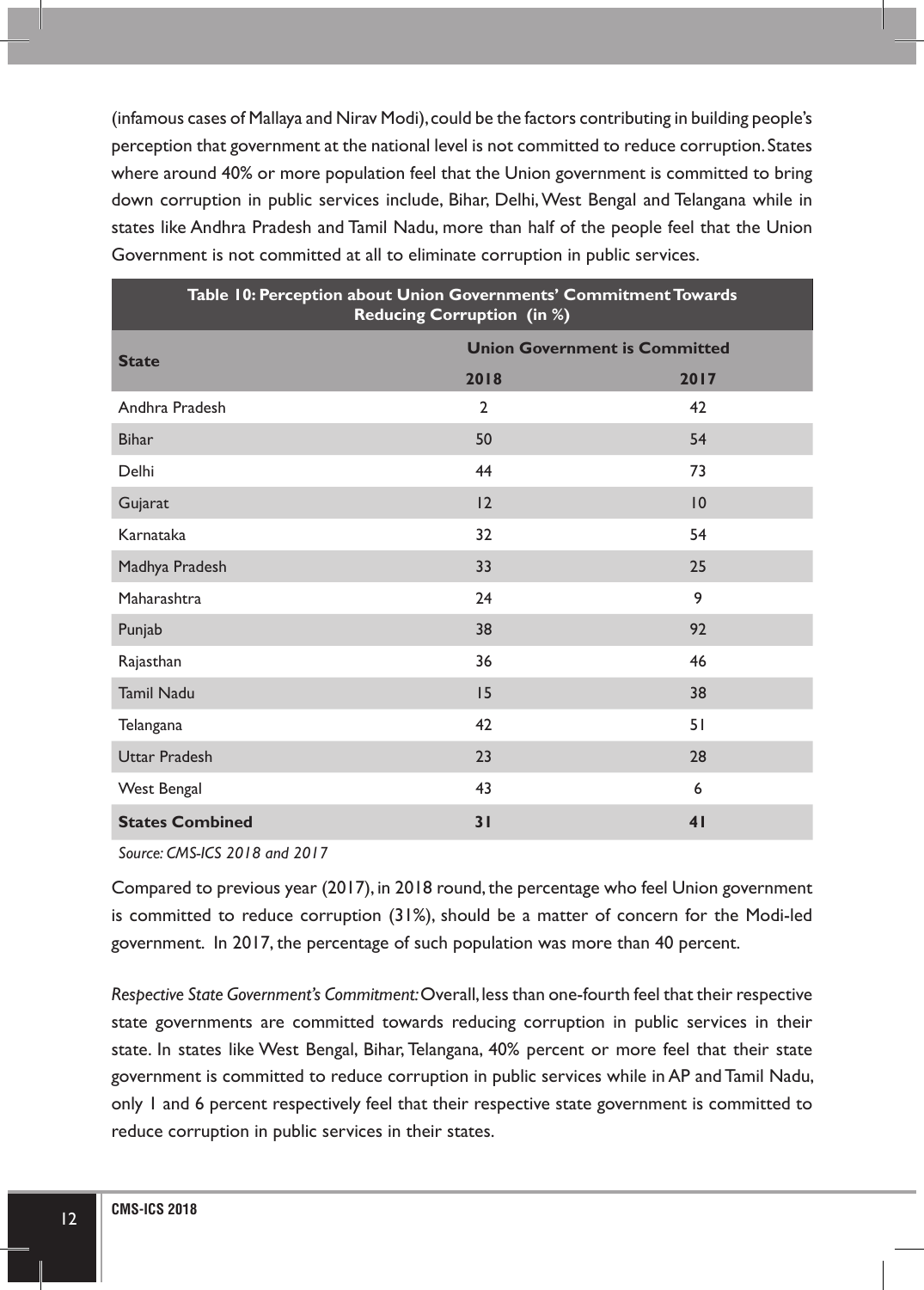(infamous cases of Mallaya and Nirav Modi), could be the factors contributing in building people's perception that government at the national level is not committed to reduce corruption. States where around 40% or more population feel that the Union government is committed to bring down corruption in public services include, Bihar, Delhi, West Bengal and Telangana while in states like Andhra Pradesh and Tamil Nadu, more than half of the people feel that the Union Government is not committed at all to eliminate corruption in public services.

**Table 10: Perception about Union Governments' Commitment Towards Reducing Corruption (in %)**

| State | Union Government is Committed | |
|---|---|---|
| | 2018 | 2017 |
| Andhra Pradesh | 2 | 42 |
| Bihar | 50 | 54 |
| Delhi | 44 | 73 |
| Gujarat | 12 | 10 |
| Karnataka | 32 | 54 |
| Madhya Pradesh | 33 | 25 |
| Maharashtra | 24 | 9 |
| Punjab | 38 | 92 |
| Rajasthan | 36 | 46 |
| Tamil Nadu | 15 | 38 |
| Telangana | 42 | 51 |
| Uttar Pradesh | 23 | 28 |
| West Bengal | 43 | 6 |
| **States Combined** | **31** | **41** |

*Source: CMS-ICS 2018 and 2017*

Compared to previous year (2017), in 2018 round, the percentage who feel Union government is committed to reduce corruption (31%), should be a matter of concern for the Modi-led government. In 2017, the percentage of such population was more than 40 percent.

*Respective State Government's Commitment:* Overall, less than one-fourth feel that their respective state governments are committed towards reducing corruption in public services in their state. In states like West Bengal, Bihar, Telangana, 40% percent or more feel that their state government is committed to reduce corruption in public services while in AP and Tamil Nadu, only 1 and 6 percent respectively feel that their respective state government is committed to reduce corruption in public services in their states.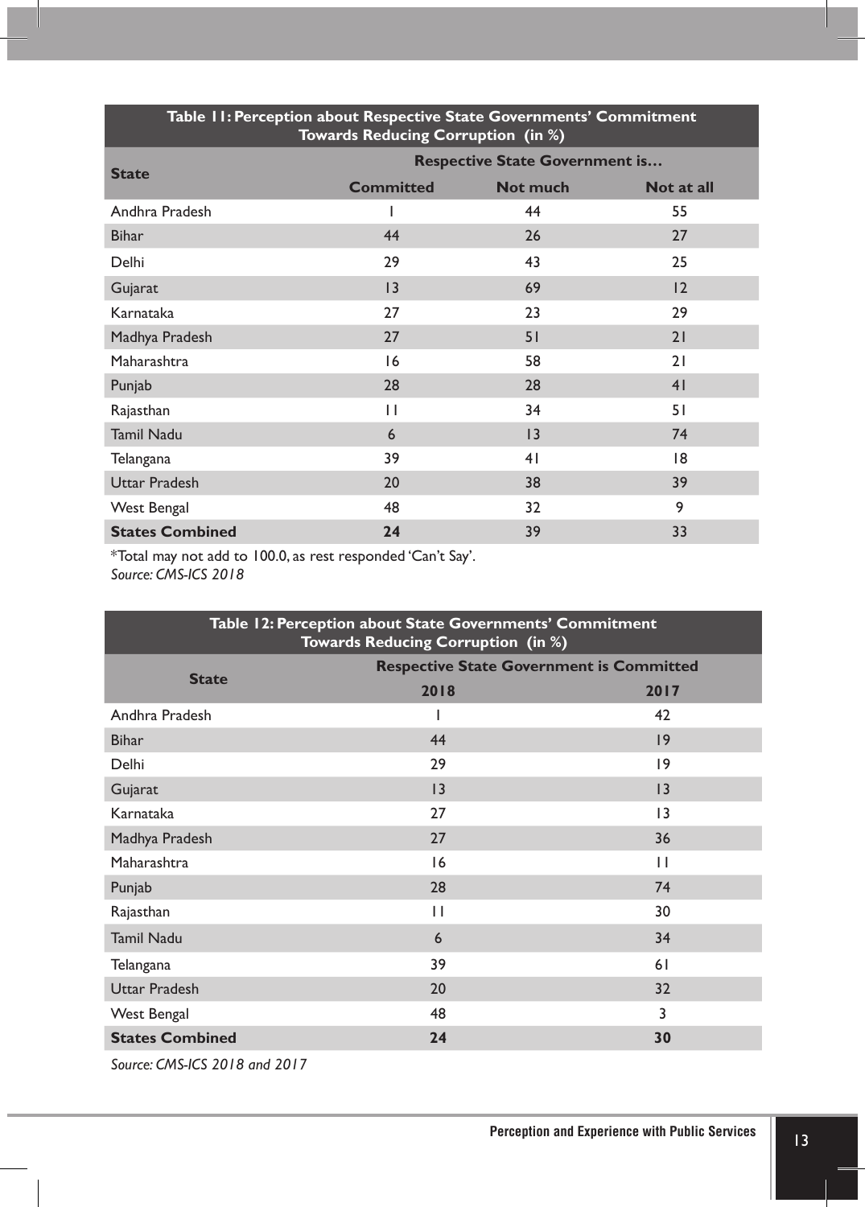**Table 11: Perception about Respective State Governments' Commitment Towards Reducing Corruption (in %)**

| State | Respective State Government is… | | |
|---|---|---|---|
| | Committed | Not much | Not at all |
| Andhra Pradesh | 1 | 44 | 55 |
| Bihar | 44 | 26 | 27 |
| Delhi | 29 | 43 | 25 |
| Gujarat | 13 | 69 | 12 |
| Karnataka | 27 | 23 | 29 |
| Madhya Pradesh | 27 | 51 | 21 |
| Maharashtra | 16 | 58 | 21 |
| Punjab | 28 | 28 | 41 |
| Rajasthan | 11 | 34 | 51 |
| Tamil Nadu | 6 | 13 | 74 |
| Telangana | 39 | 41 | 18 |
| Uttar Pradesh | 20 | 38 | 39 |
| West Bengal | 48 | 32 | 9 |
| **States Combined** | **24** | 39 | 33 |

*Total may not add to 100.0, as rest responded 'Can't Say'.
*Source: CMS-ICS 2018*

**Table 12: Perception about State Governments' Commitment Towards Reducing Corruption (in %)**

| State | Respective State Government is Committed | |
|---|---|---|
| | 2018 | 2017 |
| Andhra Pradesh | 1 | 42 |
| Bihar | 44 | 19 |
| Delhi | 29 | 19 |
| Gujarat | 13 | 13 |
| Karnataka | 27 | 13 |
| Madhya Pradesh | 27 | 36 |
| Maharashtra | 16 | 11 |
| Punjab | 28 | 74 |
| Rajasthan | 11 | 30 |
| Tamil Nadu | 6 | 34 |
| Telangana | 39 | 61 |
| Uttar Pradesh | 20 | 32 |
| West Bengal | 48 | 3 |
| **States Combined** | **24** | **30** |

*Source: CMS-ICS 2018 and 2017*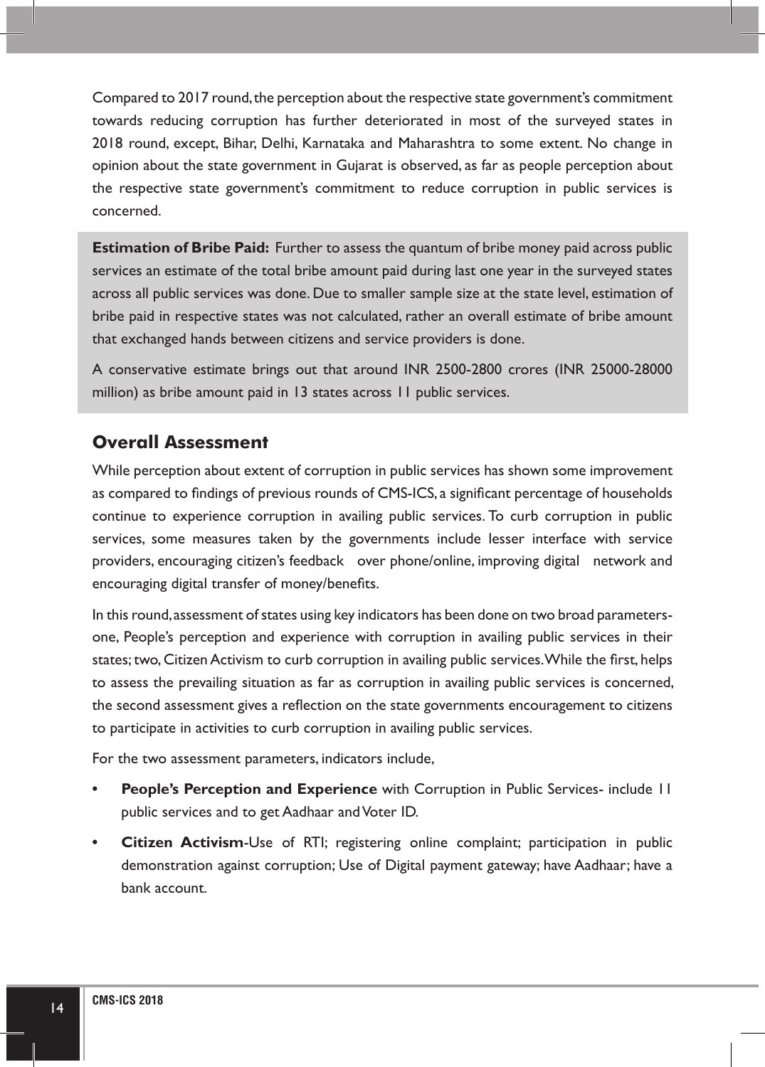Compared to 2017 round, the perception about the respective state government's commitment towards reducing corruption has further deteriorated in most of the surveyed states in 2018 round, except, Bihar, Delhi, Karnataka and Maharashtra to some extent. No change in opinion about the state government in Gujarat is observed, as far as people perception about the respective state government's commitment to reduce corruption in public services is concerned.

**Estimation of Bribe Paid:** Further to assess the quantum of bribe money paid across public services an estimate of the total bribe amount paid during last one year in the surveyed states across all public services was done. Due to smaller sample size at the state level, estimation of bribe paid in respective states was not calculated, rather an overall estimate of bribe amount that exchanged hands between citizens and service providers is done.

A conservative estimate brings out that around INR 2500-2800 crores (INR 25000-28000 million) as bribe amount paid in 13 states across 11 public services.

## Overall Assessment

While perception about extent of corruption in public services has shown some improvement as compared to findings of previous rounds of CMS-ICS, a significant percentage of households continue to experience corruption in availing public services. To curb corruption in public services, some measures taken by the governments include lesser interface with service providers, encouraging citizen's feedback over phone/online, improving digital network and encouraging digital transfer of money/benefits.

In this round, assessment of states using key indicators has been done on two broad parameters- one, People's perception and experience with corruption in availing public services in their states; two, Citizen Activism to curb corruption in availing public services. While the first, helps to assess the prevailing situation as far as corruption in availing public services is concerned, the second assessment gives a reflection on the state governments encouragement to citizens to participate in activities to curb corruption in availing public services.

For the two assessment parameters, indicators include,

- **People's Perception and Experience** with Corruption in Public Services- include 11 public services and to get Aadhaar and Voter ID.
- **Citizen Activism**-Use of RTI; registering online complaint; participation in public demonstration against corruption; Use of Digital payment gateway; have Aadhaar; have a bank account.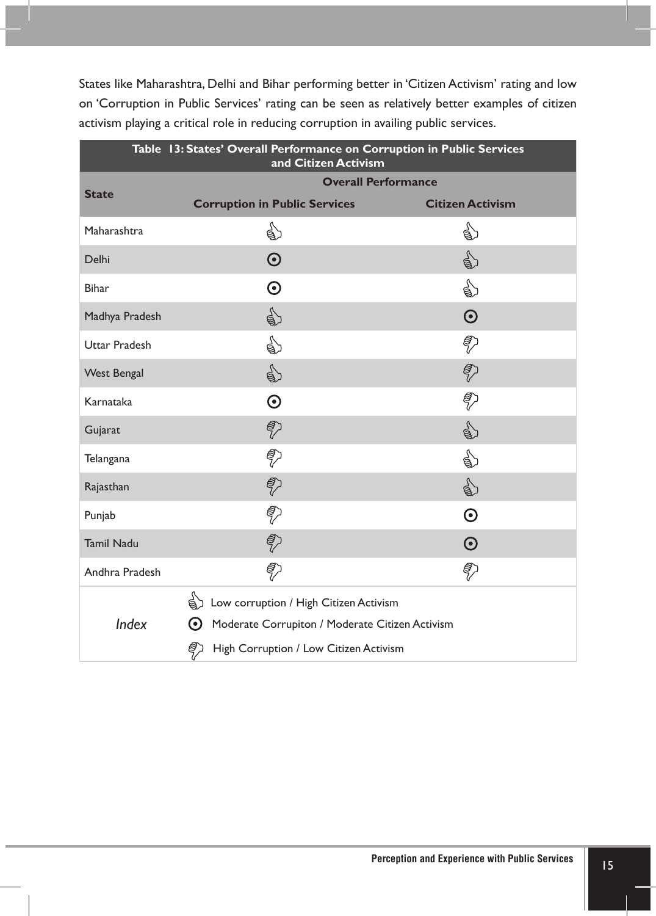States like Maharashtra, Delhi and Bihar performing better in 'Citizen Activism' rating and low on 'Corruption in Public Services' rating can be seen as relatively better examples of citizen activism playing a critical role in reducing corruption in availing public services.

**Table 13: States' Overall Performance on Corruption in Public Services and Citizen Activism**

| State | Overall Performance | |
|---|---|---|
| | Corruption in Public Services | Citizen Activism |
| Maharashtra | 👍 | 👍 |
| Delhi | ⊙ | 👍 |
| Bihar | ⊙ | 👍 |
| Madhya Pradesh | 👍 | ⊙ |
| Uttar Pradesh | 👍 | 👎 |
| West Bengal | 👍 | 👎 |
| Karnataka | ⊙ | 👎 |
| Gujarat | 👎 | 👍 |
| Telangana | 👎 | 👍 |
| Rajasthan | 👎 | 👍 |
| Punjab | 👎 | ⊙ |
| Tamil Nadu | 👎 | ⊙ |
| Andhra Pradesh | 👎 | 👎 |

*Index*

- 👍 Low corruption / High Citizen Activism
- ⊙ Moderate Corrupiton / Moderate Citizen Activism
- 👎 High Corruption / Low Citizen Activism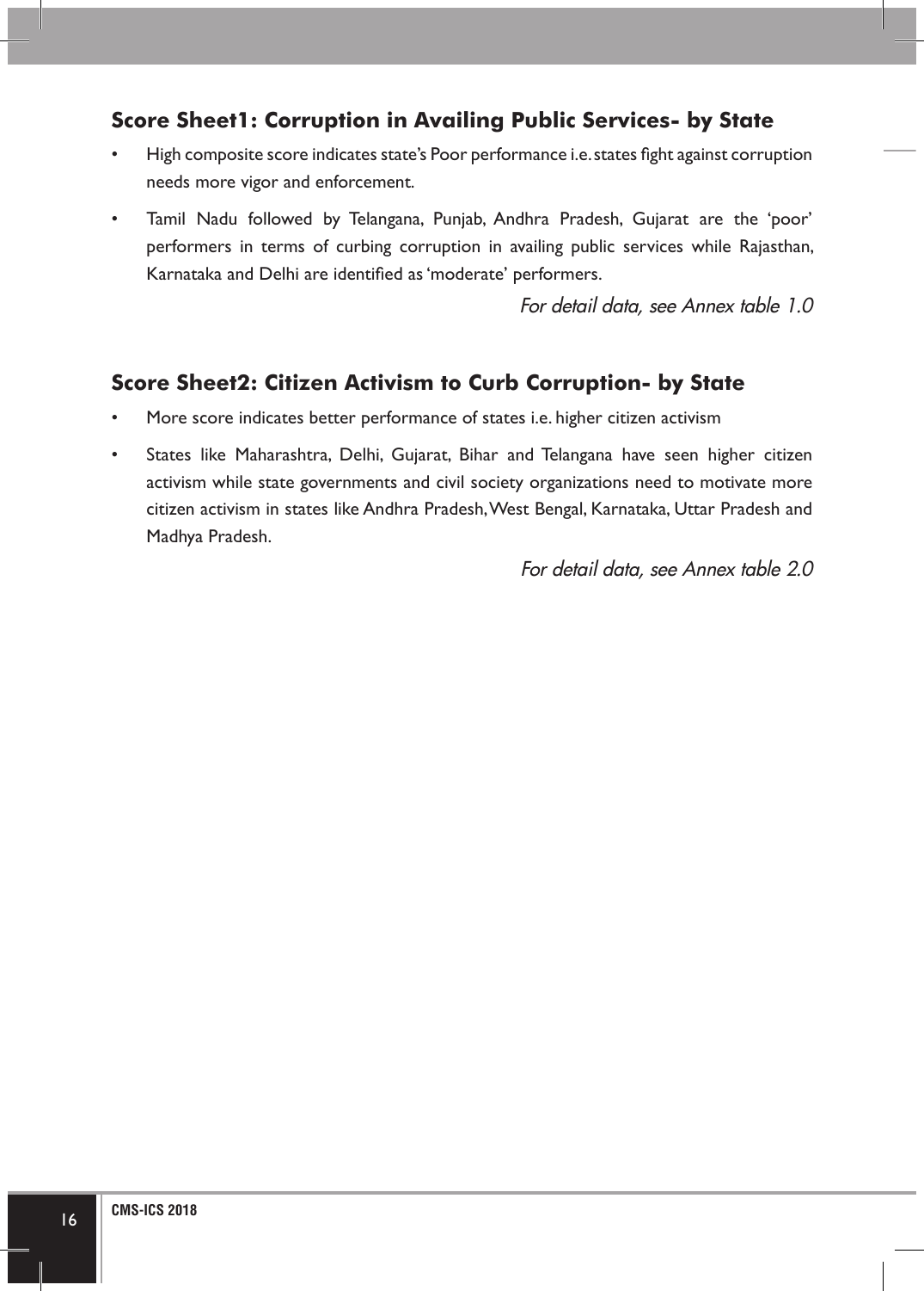### Score Sheet1: Corruption in Availing Public Services- by State

- High composite score indicates state's Poor performance i.e. states fight against corruption needs more vigor and enforcement.
- Tamil Nadu followed by Telangana, Punjab, Andhra Pradesh, Gujarat are the 'poor' performers in terms of curbing corruption in availing public services while Rajasthan, Karnataka and Delhi are identified as 'moderate' performers.

*For detail data, see Annex table 1.0*

### Score Sheet2: Citizen Activism to Curb Corruption- by State

- More score indicates better performance of states i.e. higher citizen activism
- States like Maharashtra, Delhi, Gujarat, Bihar and Telangana have seen higher citizen activism while state governments and civil society organizations need to motivate more citizen activism in states like Andhra Pradesh, West Bengal, Karnataka, Uttar Pradesh and Madhya Pradesh.

*For detail data, see Annex table 2.0*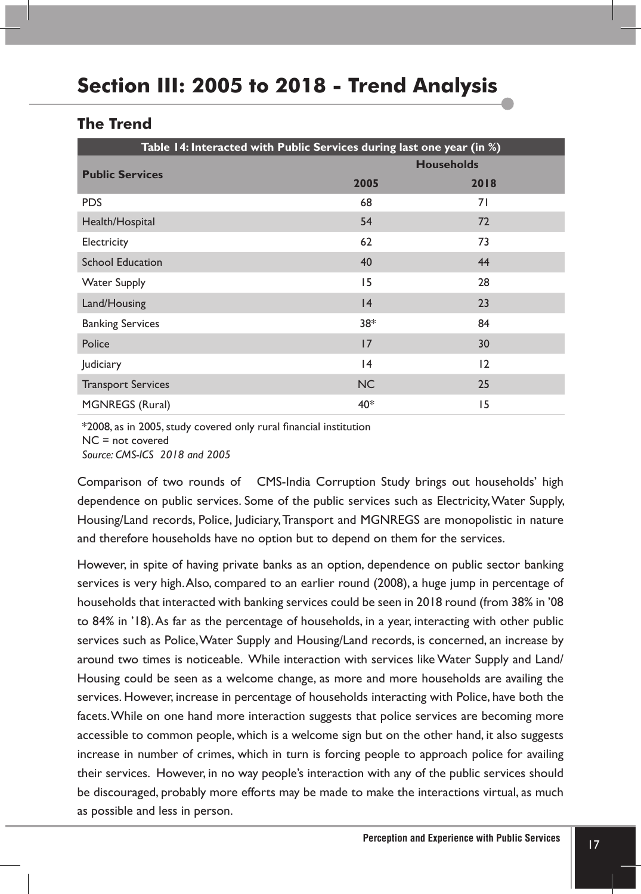# Section III: 2005 to 2018 - Trend Analysis

## The Trend

| Table 14: Interacted with Public Services during last one year (in %) | | |
|---|---|---|
| **Public Services** | **Households** | |
| | **2005** | **2018** |
| PDS | 68 | 71 |
| Health/Hospital | 54 | 72 |
| Electricity | 62 | 73 |
| School Education | 40 | 44 |
| Water Supply | 15 | 28 |
| Land/Housing | 14 | 23 |
| Banking Services | 38* | 84 |
| Police | 17 | 30 |
| Judiciary | 14 | 12 |
| Transport Services | NC | 25 |
| MGNREGS (Rural) | 40* | 15 |

*2008, as in 2005, study covered only rural financial institution
NC = not covered
*Source: CMS-ICS 2018 and 2005*

Comparison of two rounds of CMS-India Corruption Study brings out households' high dependence on public services. Some of the public services such as Electricity, Water Supply, Housing/Land records, Police, Judiciary, Transport and MGNREGS are monopolistic in nature and therefore households have no option but to depend on them for the services.

However, in spite of having private banks as an option, dependence on public sector banking services is very high. Also, compared to an earlier round (2008), a huge jump in percentage of households that interacted with banking services could be seen in 2018 round (from 38% in '08 to 84% in '18). As far as the percentage of households, in a year, interacting with other public services such as Police, Water Supply and Housing/Land records, is concerned, an increase by around two times is noticeable. While interaction with services like Water Supply and Land/Housing could be seen as a welcome change, as more and more households are availing the services. However, increase in percentage of households interacting with Police, have both the facets. While on one hand more interaction suggests that police services are becoming more accessible to common people, which is a welcome sign but on the other hand, it also suggests increase in number of crimes, which in turn is forcing people to approach police for availing their services. However, in no way people's interaction with any of the public services should be discouraged, probably more efforts may be made to make the interactions virtual, as much as possible and less in person.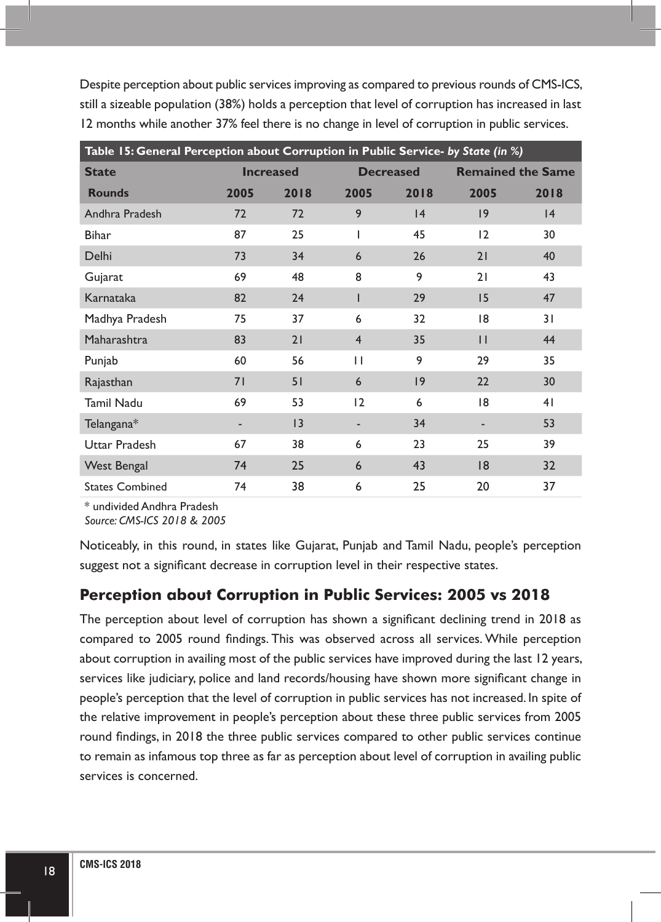Despite perception about public services improving as compared to previous rounds of CMS-ICS, still a sizeable population (38%) holds a perception that level of corruption has increased in last 12 months while another 37% feel there is no change in level of corruption in public services.

**Table 15: General Perception about Corruption in Public Service-** ***by State (in %)***

| State | Increased | | Decreased | | Remained the Same | |
|---|---|---|---|---|---|---|
| Rounds | 2005 | 2018 | 2005 | 2018 | 2005 | 2018 |
| Andhra Pradesh | 72 | 72 | 9 | 14 | 19 | 14 |
| Bihar | 87 | 25 | 1 | 45 | 12 | 30 |
| Delhi | 73 | 34 | 6 | 26 | 21 | 40 |
| Gujarat | 69 | 48 | 8 | 9 | 21 | 43 |
| Karnataka | 82 | 24 | 1 | 29 | 15 | 47 |
| Madhya Pradesh | 75 | 37 | 6 | 32 | 18 | 31 |
| Maharashtra | 83 | 21 | 4 | 35 | 11 | 44 |
| Punjab | 60 | 56 | 11 | 9 | 29 | 35 |
| Rajasthan | 71 | 51 | 6 | 19 | 22 | 30 |
| Tamil Nadu | 69 | 53 | 12 | 6 | 18 | 41 |
| Telangana* | - | 13 | - | 34 | - | 53 |
| Uttar Pradesh | 67 | 38 | 6 | 23 | 25 | 39 |
| West Bengal | 74 | 25 | 6 | 43 | 18 | 32 |
| States Combined | 74 | 38 | 6 | 25 | 20 | 37 |

\* undivided Andhra Pradesh
*Source: CMS-ICS 2018 & 2005*

Noticeably, in this round, in states like Gujarat, Punjab and Tamil Nadu, people's perception suggest not a significant decrease in corruption level in their respective states.

## Perception about Corruption in Public Services: 2005 vs 2018

The perception about level of corruption has shown a significant declining trend in 2018 as compared to 2005 round findings. This was observed across all services. While perception about corruption in availing most of the public services have improved during the last 12 years, services like judiciary, police and land records/housing have shown more significant change in people's perception that the level of corruption in public services has not increased. In spite of the relative improvement in people's perception about these three public services from 2005 round findings, in 2018 the three public services compared to other public services continue to remain as infamous top three as far as perception about level of corruption in availing public services is concerned.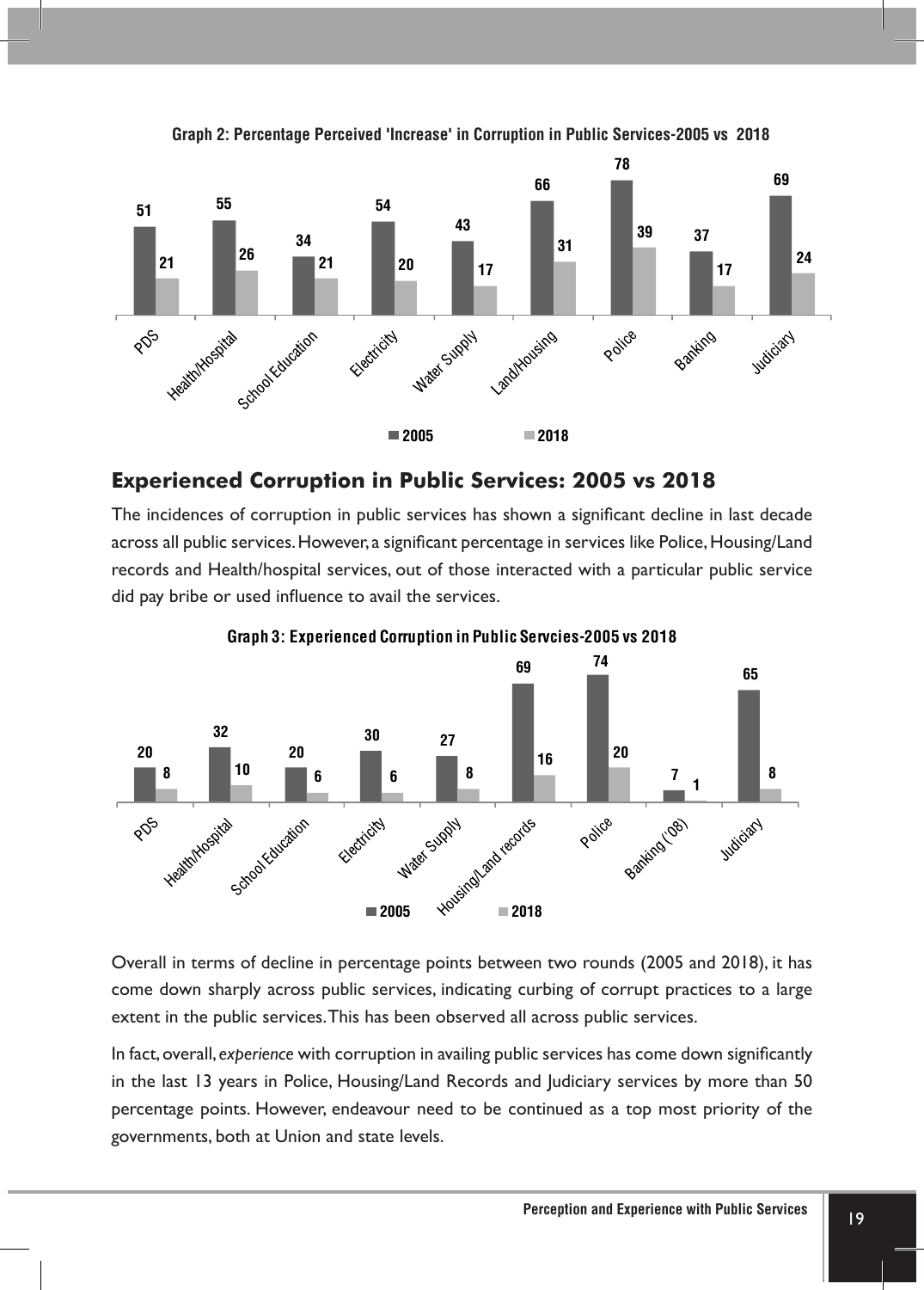**Graph 2: Percentage Perceived 'Increase' in Corruption in Public Services-2005 vs 2018**

| | 2005 | 2018 |
|---|---|---|
| PDS | 51 | 21 |
| Health/Hospital | 55 | 26 |
| School Education | 34 | 21 |
| Electricity | 54 | 20 |
| Water Supply | 43 | 17 |
| Land/Housing | 66 | 31 |
| Police | 78 | 39 |
| Banking | 37 | 17 |
| Judiciary | 69 | 24 |

## Experienced Corruption in Public Services: 2005 vs 2018

The incidences of corruption in public services has shown a significant decline in last decade across all public services. However, a significant percentage in services like Police, Housing/Land records and Health/hospital services, out of those interacted with a particular public service did pay bribe or used influence to avail the services.

**Graph 3: Experienced Corruption in Public Servcies-2005 vs 2018**

| | 2005 | 2018 |
|---|---|---|
| PDS | 20 | 8 |
| Health/Hospital | 32 | 10 |
| School Education | 20 | 6 |
| Electricity | 30 | 6 |
| Water Supply | 27 | 8 |
| Housing/Land records | 69 | 16 |
| Police | 74 | 20 |
| Banking ('08) | 7 | 1 |
| Judiciary | 65 | 8 |

Overall in terms of decline in percentage points between two rounds (2005 and 2018), it has come down sharply across public services, indicating curbing of corrupt practices to a large extent in the public services. This has been observed all across public services.

In fact, overall, *experience* with corruption in availing public services has come down significantly in the last 13 years in Police, Housing/Land Records and Judiciary services by more than 50 percentage points. However, endeavour need to be continued as a top most priority of the governments, both at Union and state levels.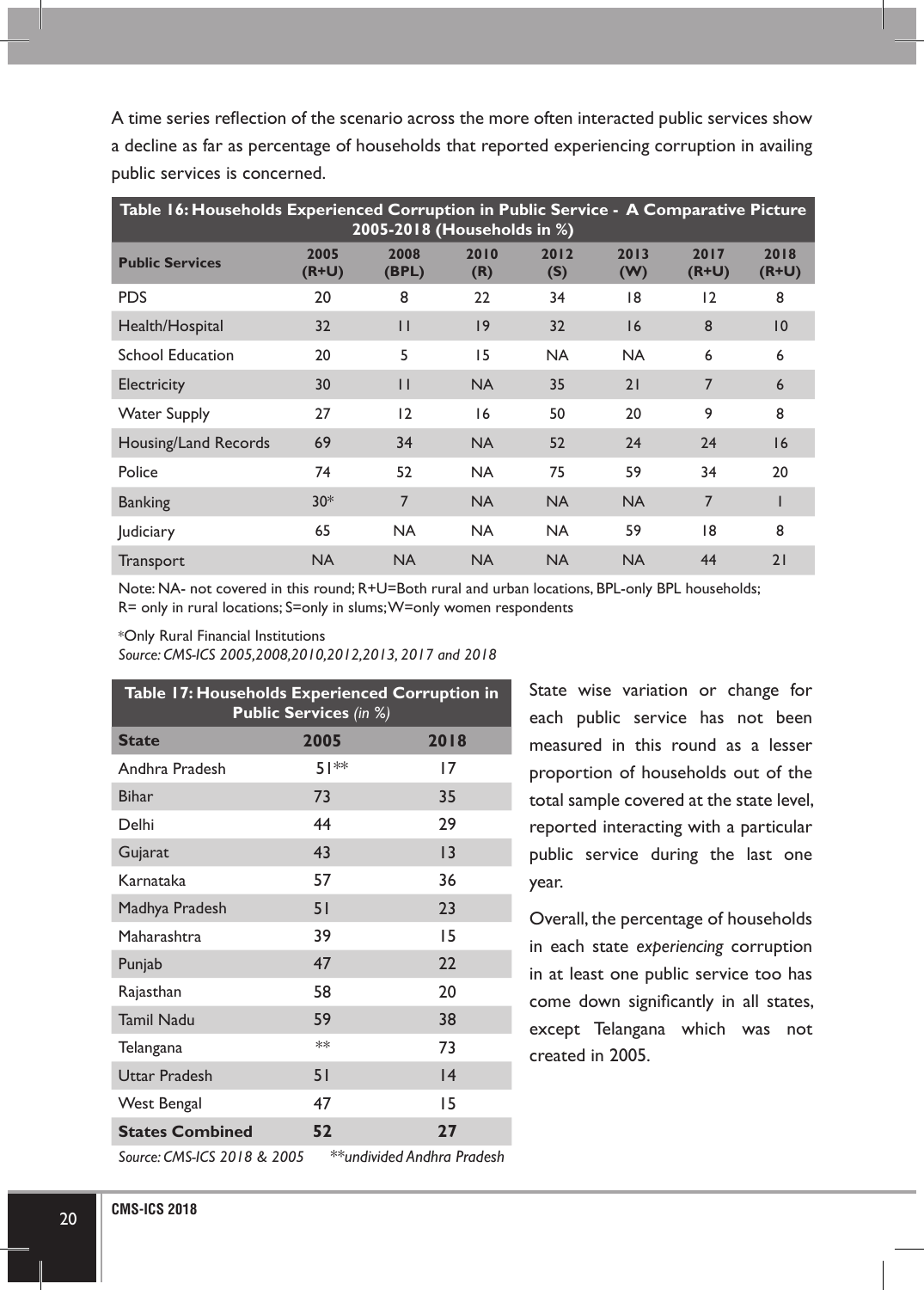A time series reflection of the scenario across the more often interacted public services show a decline as far as percentage of households that reported experiencing corruption in availing public services is concerned.

**Table 16: Households Experienced Corruption in Public Service - A Comparative Picture 2005-2018 (Households in %)**

| Public Services | 2005 (R+U) | 2008 (BPL) | 2010 (R) | 2012 (S) | 2013 (W) | 2017 (R+U) | 2018 (R+U) |
|---|---|---|---|---|---|---|---|
| PDS | 20 | 8 | 22 | 34 | 18 | 12 | 8 |
| Health/Hospital | 32 | 11 | 19 | 32 | 16 | 8 | 10 |
| School Education | 20 | 5 | 15 | NA | NA | 6 | 6 |
| Electricity | 30 | 11 | NA | 35 | 21 | 7 | 6 |
| Water Supply | 27 | 12 | 16 | 50 | 20 | 9 | 8 |
| Housing/Land Records | 69 | 34 | NA | 52 | 24 | 24 | 16 |
| Police | 74 | 52 | NA | 75 | 59 | 34 | 20 |
| Banking | 30* | 7 | NA | NA | NA | 7 | 1 |
| Judiciary | 65 | NA | NA | NA | 59 | 18 | 8 |
| Transport | NA | NA | NA | NA | NA | 44 | 21 |

Note: NA- not covered in this round; R+U=Both rural and urban locations, BPL-only BPL households; R= only in rural locations; S=only in slums; W=only women respondents

*Only Rural Financial Institutions

*Source: CMS-ICS 2005,2008,2010,2012,2013, 2017 and 2018*

**Table 17: Households Experienced Corruption in Public Services** *(in %)*

| State | 2005 | 2018 |
|---|---|---|
| Andhra Pradesh | 51** | 17 |
| Bihar | 73 | 35 |
| Delhi | 44 | 29 |
| Gujarat | 43 | 13 |
| Karnataka | 57 | 36 |
| Madhya Pradesh | 51 | 23 |
| Maharashtra | 39 | 15 |
| Punjab | 47 | 22 |
| Rajasthan | 58 | 20 |
| Tamil Nadu | 59 | 38 |
| Telangana | ** | 73 |
| Uttar Pradesh | 51 | 14 |
| West Bengal | 47 | 15 |
| **States Combined** | **52** | **27** |

*Source: CMS-ICS 2018 & 2005* *\*\*undivided Andhra Pradesh*

State wise variation or change for each public service has not been measured in this round as a lesser proportion of households out of the total sample covered at the state level, reported interacting with a particular public service during the last one year.

Overall, the percentage of households in each state *experiencing* corruption in at least one public service too has come down significantly in all states, except Telangana which was not created in 2005.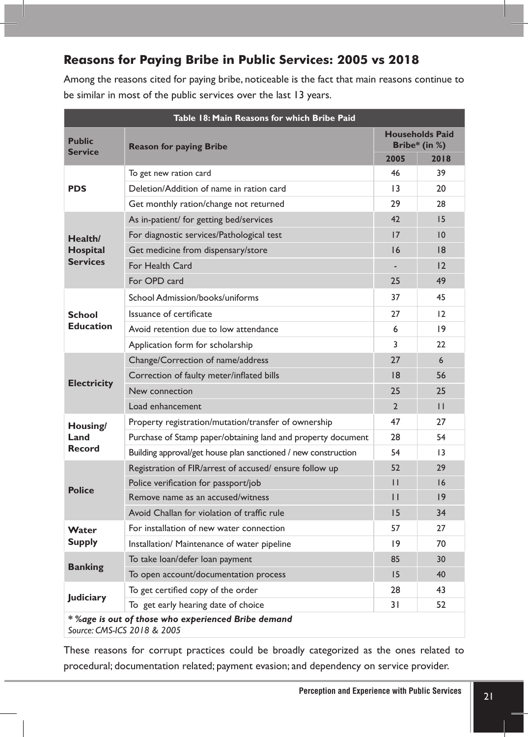## Reasons for Paying Bribe in Public Services: 2005 vs 2018

Among the reasons cited for paying bribe, noticeable is the fact that main reasons continue to be similar in most of the public services over the last 13 years.

**Table 18: Main Reasons for which Bribe Paid**

| Public Service | Reason for paying Bribe | Households Paid Bribe* (in %) | |
|---|---|---|---|
| | | 2005 | 2018 |
| PDS | To get new ration card | 46 | 39 |
| | Deletion/Addition of name in ration card | 13 | 20 |
| | Get monthly ration/change not returned | 29 | 28 |
| Health/ Hospital Services | As in-patient/ for getting bed/services | 42 | 15 |
| | For diagnostic services/Pathological test | 17 | 10 |
| | Get medicine from dispensary/store | 16 | 18 |
| | For Health Card | - | 12 |
| | For OPD card | 25 | 49 |
| School Education | School Admission/books/uniforms | 37 | 45 |
| | Issuance of certificate | 27 | 12 |
| | Avoid retention due to low attendance | 6 | 19 |
| | Application form for scholarship | 3 | 22 |
| Electricity | Change/Correction of name/address | 27 | 6 |
| | Correction of faulty meter/inflated bills | 18 | 56 |
| | New connection | 25 | 25 |
| | Load enhancement | 2 | 11 |
| Housing/ Land Record | Property registration/mutation/transfer of ownership | 47 | 27 |
| | Purchase of Stamp paper/obtaining land and property document | 28 | 54 |
| | Building approval/get house plan sanctioned / new construction | 54 | 13 |
| Police | Registration of FIR/arrest of accused/ ensure follow up | 52 | 29 |
| | Police verification for passport/job | 11 | 16 |
| | Remove name as an accused/witness | 11 | 19 |
| | Avoid Challan for violation of traffic rule | 15 | 34 |
| Water Supply | For installation of new water connection | 57 | 27 |
| | Installation/ Maintenance of water pipeline | 19 | 70 |
| Banking | To take loan/defer loan payment | 85 | 30 |
| | To open account/documentation process | 15 | 40 |
| Judiciary | To get certified copy of the order | 28 | 43 |
| | To get early hearing date of choice | 31 | 52 |

***%age is out of those who experienced Bribe demand**
*Source: CMS-ICS 2018 & 2005*

These reasons for corrupt practices could be broadly categorized as the ones related to procedural; documentation related; payment evasion; and dependency on service provider.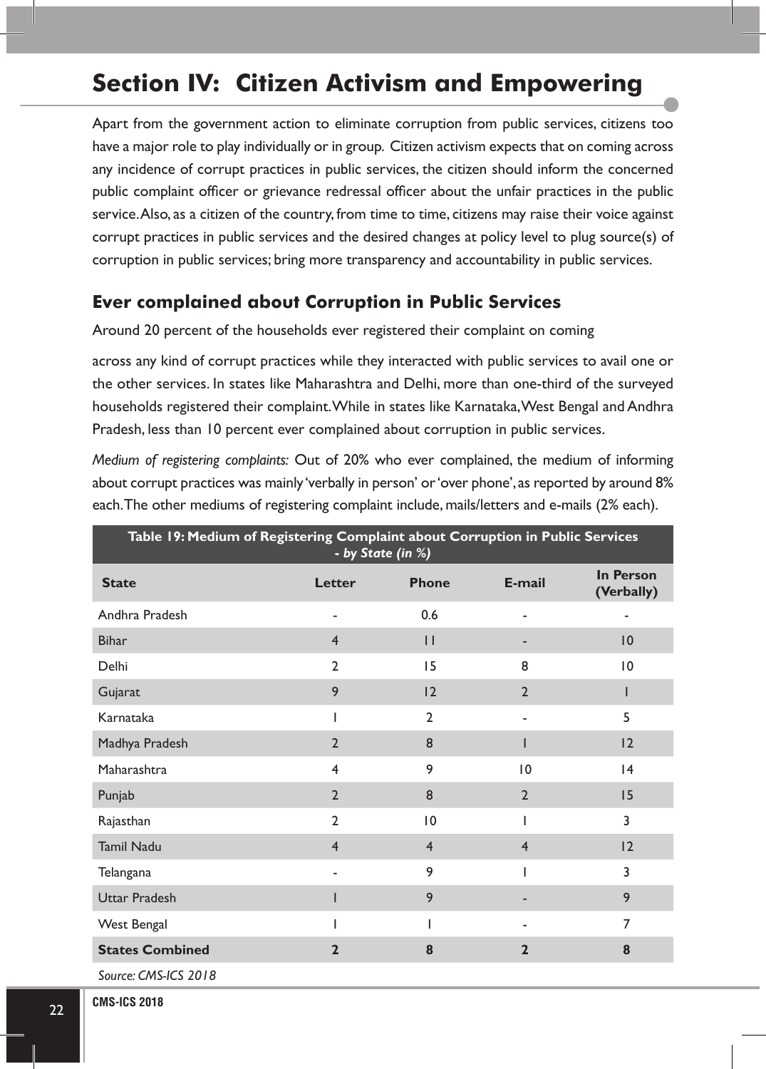# Section IV: Citizen Activism and Empowering

Apart from the government action to eliminate corruption from public services, citizens too have a major role to play individually or in group. Citizen activism expects that on coming across any incidence of corrupt practices in public services, the citizen should inform the concerned public complaint officer or grievance redressal officer about the unfair practices in the public service. Also, as a citizen of the country, from time to time, citizens may raise their voice against corrupt practices in public services and the desired changes at policy level to plug source(s) of corruption in public services; bring more transparency and accountability in public services.

## Ever complained about Corruption in Public Services

Around 20 percent of the households ever registered their complaint on coming

across any kind of corrupt practices while they interacted with public services to avail one or the other services. In states like Maharashtra and Delhi, more than one-third of the surveyed households registered their complaint. While in states like Karnataka, West Bengal and Andhra Pradesh, less than 10 percent ever complained about corruption in public services.

*Medium of registering complaints:* Out of 20% who ever complained, the medium of informing about corrupt practices was mainly 'verbally in person' or 'over phone', as reported by around 8% each. The other mediums of registering complaint include, mails/letters and e-mails (2% each).

**Table 19: Medium of Registering Complaint about Corruption in Public Services** *- by State (in %)*

| State | Letter | Phone | E-mail | In Person (Verbally) |
|---|---|---|---|---|
| Andhra Pradesh | - | 0.6 | - | - |
| Bihar | 4 | 11 | - | 10 |
| Delhi | 2 | 15 | 8 | 10 |
| Gujarat | 9 | 12 | 2 | 1 |
| Karnataka | 1 | 2 | - | 5 |
| Madhya Pradesh | 2 | 8 | 1 | 12 |
| Maharashtra | 4 | 9 | 10 | 14 |
| Punjab | 2 | 8 | 2 | 15 |
| Rajasthan | 2 | 10 | 1 | 3 |
| Tamil Nadu | 4 | 4 | 4 | 12 |
| Telangana | - | 9 | 1 | 3 |
| Uttar Pradesh | 1 | 9 | - | 9 |
| West Bengal | 1 | 1 | - | 7 |
| **States Combined** | **2** | **8** | **2** | **8** |

*Source: CMS-ICS 2018*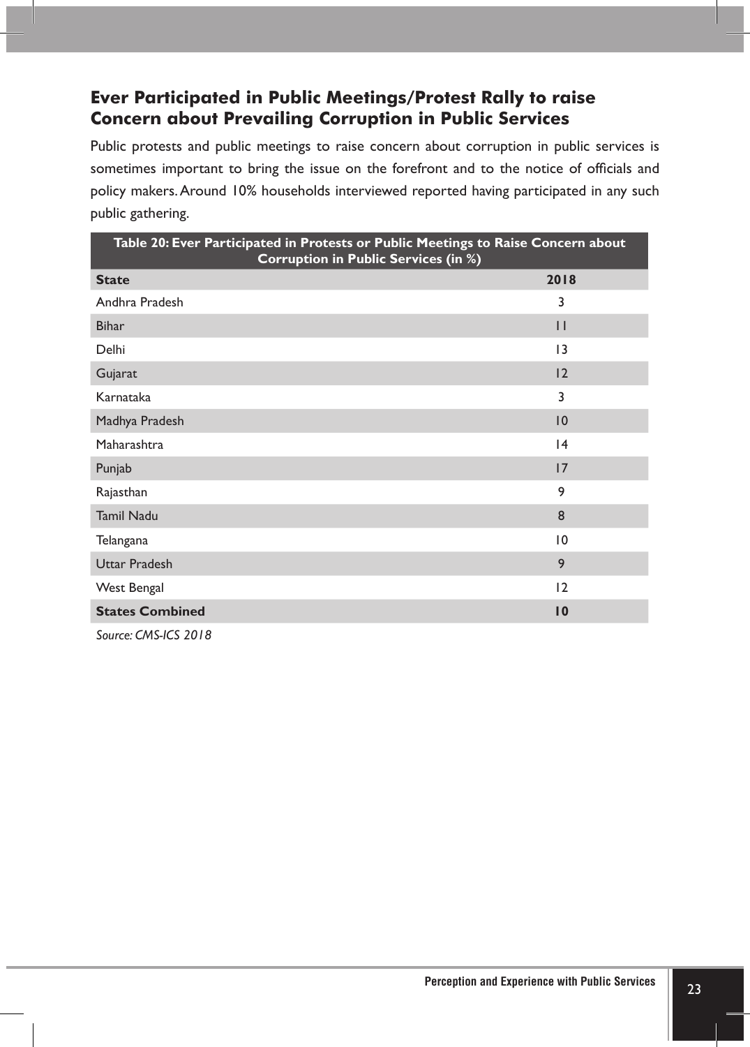## Ever Participated in Public Meetings/Protest Rally to raise Concern about Prevailing Corruption in Public Services

Public protests and public meetings to raise concern about corruption in public services is sometimes important to bring the issue on the forefront and to the notice of officials and policy makers. Around 10% households interviewed reported having participated in any such public gathering.

**Table 20: Ever Participated in Protests or Public Meetings to Raise Concern about Corruption in Public Services (in %)**

| State | 2018 |
|---|---|
| Andhra Pradesh | 3 |
| Bihar | 11 |
| Delhi | 13 |
| Gujarat | 12 |
| Karnataka | 3 |
| Madhya Pradesh | 10 |
| Maharashtra | 14 |
| Punjab | 17 |
| Rajasthan | 9 |
| Tamil Nadu | 8 |
| Telangana | 10 |
| Uttar Pradesh | 9 |
| West Bengal | 12 |
| **States Combined** | **10** |

*Source: CMS-ICS 2018*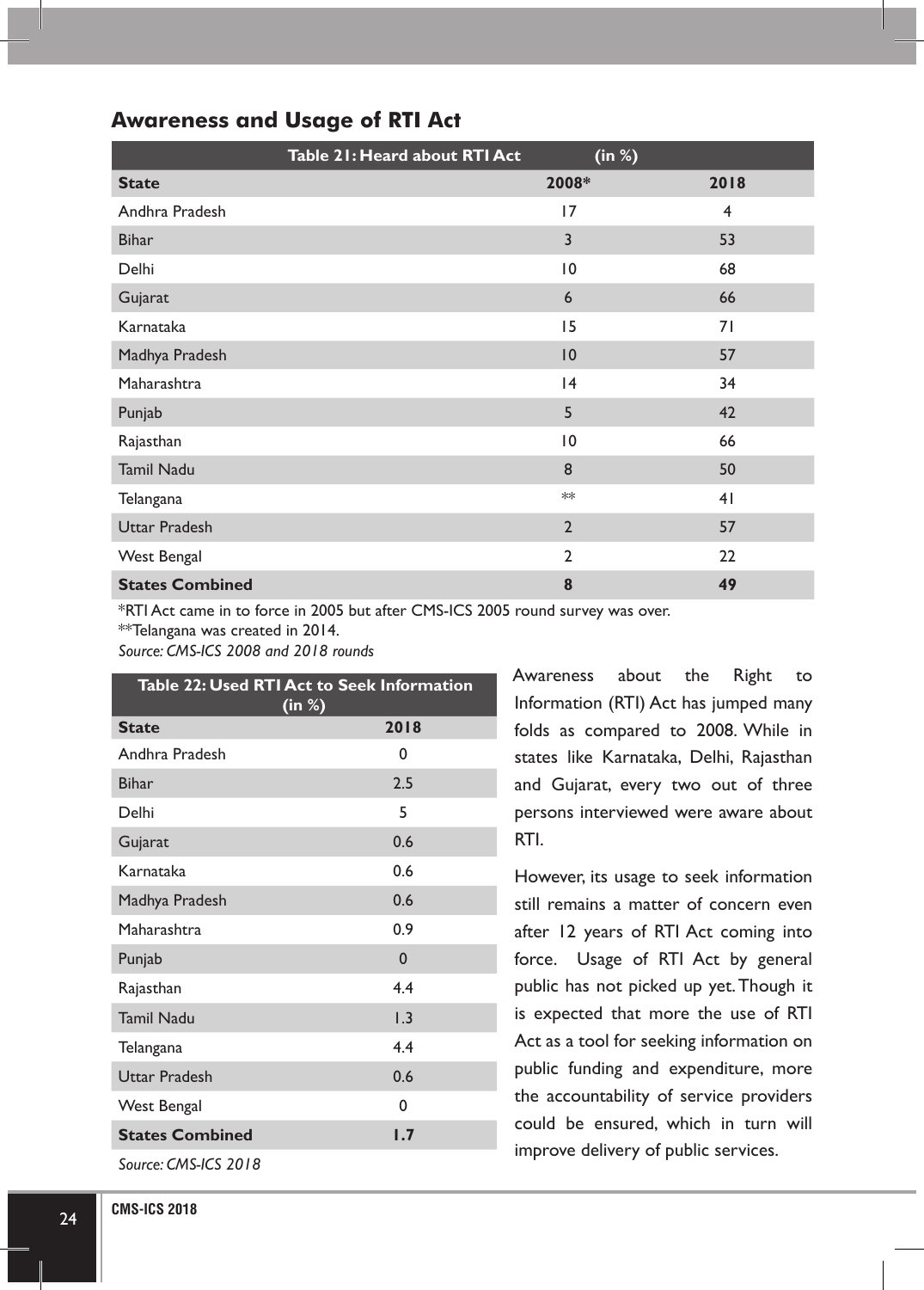## Awareness and Usage of RTI Act

**Table 21: Heard about RTI Act (in %)**

| State | 2008* | 2018 |
|---|---|---|
| Andhra Pradesh | 17 | 4 |
| Bihar | 3 | 53 |
| Delhi | 10 | 68 |
| Gujarat | 6 | 66 |
| Karnataka | 15 | 71 |
| Madhya Pradesh | 10 | 57 |
| Maharashtra | 14 | 34 |
| Punjab | 5 | 42 |
| Rajasthan | 10 | 66 |
| Tamil Nadu | 8 | 50 |
| Telangana | ** | 41 |
| Uttar Pradesh | 2 | 57 |
| West Bengal | 2 | 22 |
| **States Combined** | **8** | **49** |

*RTI Act came in to force in 2005 but after CMS-ICS 2005 round survey was over.

**Telangana was created in 2014.

*Source: CMS-ICS 2008 and 2018 rounds*

**Table 22: Used RTI Act to Seek Information (in %)**

| State | 2018 |
|---|---|
| Andhra Pradesh | 0 |
| Bihar | 2.5 |
| Delhi | 5 |
| Gujarat | 0.6 |
| Karnataka | 0.6 |
| Madhya Pradesh | 0.6 |
| Maharashtra | 0.9 |
| Punjab | 0 |
| Rajasthan | 4.4 |
| Tamil Nadu | 1.3 |
| Telangana | 4.4 |
| Uttar Pradesh | 0.6 |
| West Bengal | 0 |
| **States Combined** | **1.7** |

*Source: CMS-ICS 2018*

Awareness about the Right to Information (RTI) Act has jumped many folds as compared to 2008. While in states like Karnataka, Delhi, Rajasthan and Gujarat, every two out of three persons interviewed were aware about RTI.

However, its usage to seek information still remains a matter of concern even after 12 years of RTI Act coming into force. Usage of RTI Act by general public has not picked up yet. Though it is expected that more the use of RTI Act as a tool for seeking information on public funding and expenditure, more the accountability of service providers could be ensured, which in turn will improve delivery of public services.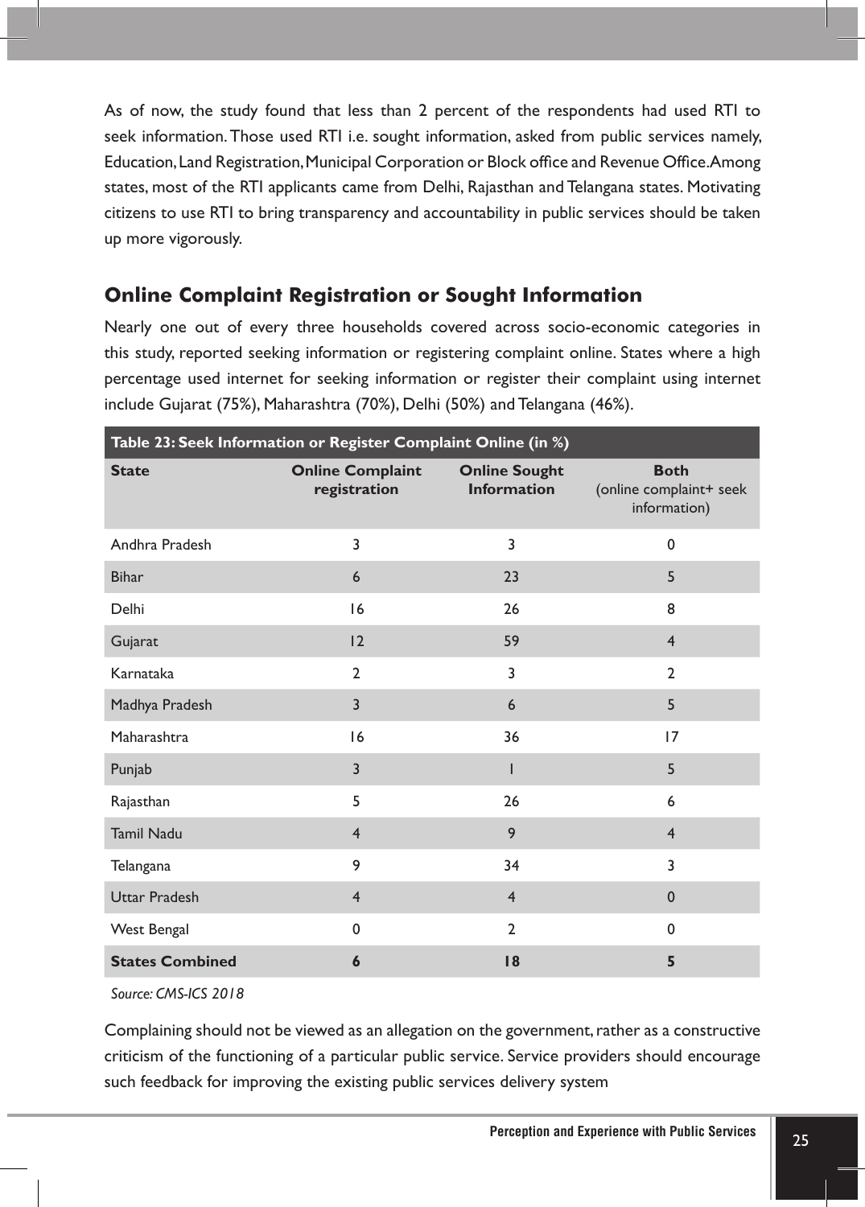As of now, the study found that less than 2 percent of the respondents had used RTI to seek information. Those used RTI i.e. sought information, asked from public services namely, Education, Land Registration, Municipal Corporation or Block office and Revenue Office. Among states, most of the RTI applicants came from Delhi, Rajasthan and Telangana states. Motivating citizens to use RTI to bring transparency and accountability in public services should be taken up more vigorously.

## Online Complaint Registration or Sought Information

Nearly one out of every three households covered across socio-economic categories in this study, reported seeking information or registering complaint online. States where a high percentage used internet for seeking information or register their complaint using internet include Gujarat (75%), Maharashtra (70%), Delhi (50%) and Telangana (46%).

**Table 23: Seek Information or Register Complaint Online (in %)**

| State | Online Complaint registration | Online Sought Information | Both (online complaint+ seek information) |
|---|---|---|---|
| Andhra Pradesh | 3 | 3 | 0 |
| Bihar | 6 | 23 | 5 |
| Delhi | 16 | 26 | 8 |
| Gujarat | 12 | 59 | 4 |
| Karnataka | 2 | 3 | 2 |
| Madhya Pradesh | 3 | 6 | 5 |
| Maharashtra | 16 | 36 | 17 |
| Punjab | 3 | 1 | 5 |
| Rajasthan | 5 | 26 | 6 |
| Tamil Nadu | 4 | 9 | 4 |
| Telangana | 9 | 34 | 3 |
| Uttar Pradesh | 4 | 4 | 0 |
| West Bengal | 0 | 2 | 0 |
| **States Combined** | **6** | **18** | **5** |

*Source: CMS-ICS 2018*

Complaining should not be viewed as an allegation on the government, rather as a constructive criticism of the functioning of a particular public service. Service providers should encourage such feedback for improving the existing public services delivery system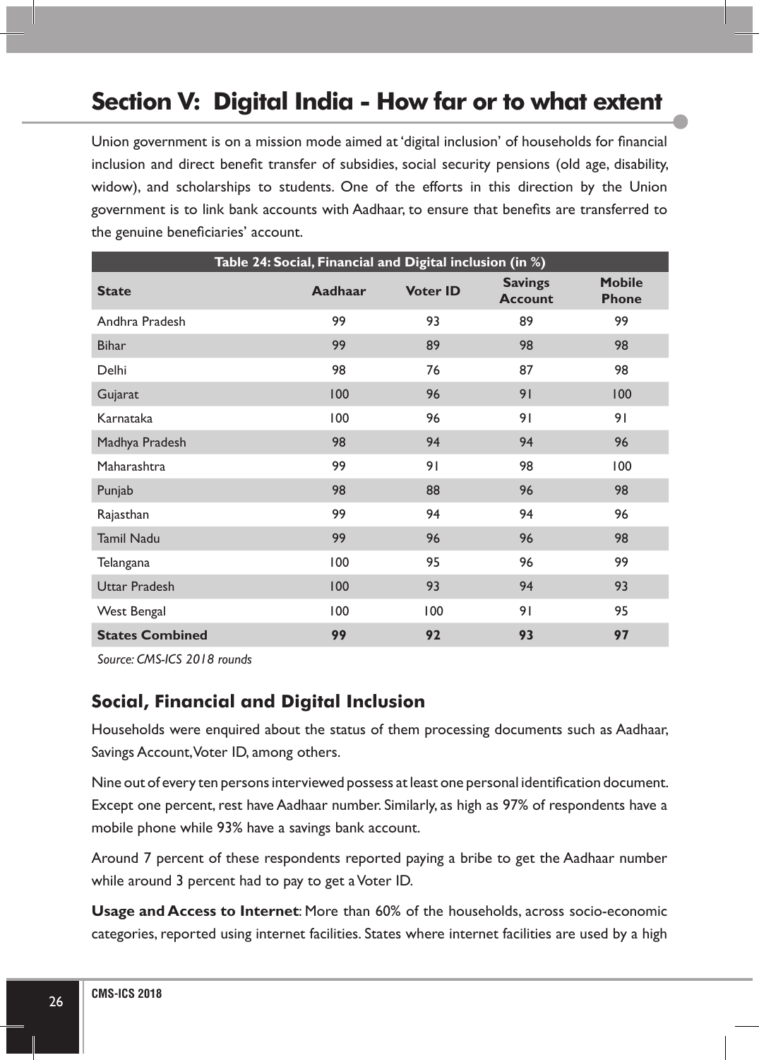## Section V: Digital India - How far or to what extent

Union government is on a mission mode aimed at 'digital inclusion' of households for financial inclusion and direct benefit transfer of subsidies, social security pensions (old age, disability, widow), and scholarships to students. One of the efforts in this direction by the Union government is to link bank accounts with Aadhaar, to ensure that benefits are transferred to the genuine beneficiaries' account.

**Table 24: Social, Financial and Digital inclusion (in %)**

| State | Aadhaar | Voter ID | Savings Account | Mobile Phone |
|---|---|---|---|---|
| Andhra Pradesh | 99 | 93 | 89 | 99 |
| Bihar | 99 | 89 | 98 | 98 |
| Delhi | 98 | 76 | 87 | 98 |
| Gujarat | 100 | 96 | 91 | 100 |
| Karnataka | 100 | 96 | 91 | 91 |
| Madhya Pradesh | 98 | 94 | 94 | 96 |
| Maharashtra | 99 | 91 | 98 | 100 |
| Punjab | 98 | 88 | 96 | 98 |
| Rajasthan | 99 | 94 | 94 | 96 |
| Tamil Nadu | 99 | 96 | 96 | 98 |
| Telangana | 100 | 95 | 96 | 99 |
| Uttar Pradesh | 100 | 93 | 94 | 93 |
| West Bengal | 100 | 100 | 91 | 95 |
| **States Combined** | **99** | **92** | **93** | **97** |

*Source: CMS-ICS 2018 rounds*

### Social, Financial and Digital Inclusion

Households were enquired about the status of them processing documents such as Aadhaar, Savings Account, Voter ID, among others.

Nine out of every ten persons interviewed possess at least one personal identification document. Except one percent, rest have Aadhaar number. Similarly, as high as 97% of respondents have a mobile phone while 93% have a savings bank account.

Around 7 percent of these respondents reported paying a bribe to get the Aadhaar number while around 3 percent had to pay to get a Voter ID.

**Usage and Access to Internet**: More than 60% of the households, across socio-economic categories, reported using internet facilities. States where internet facilities are used by a high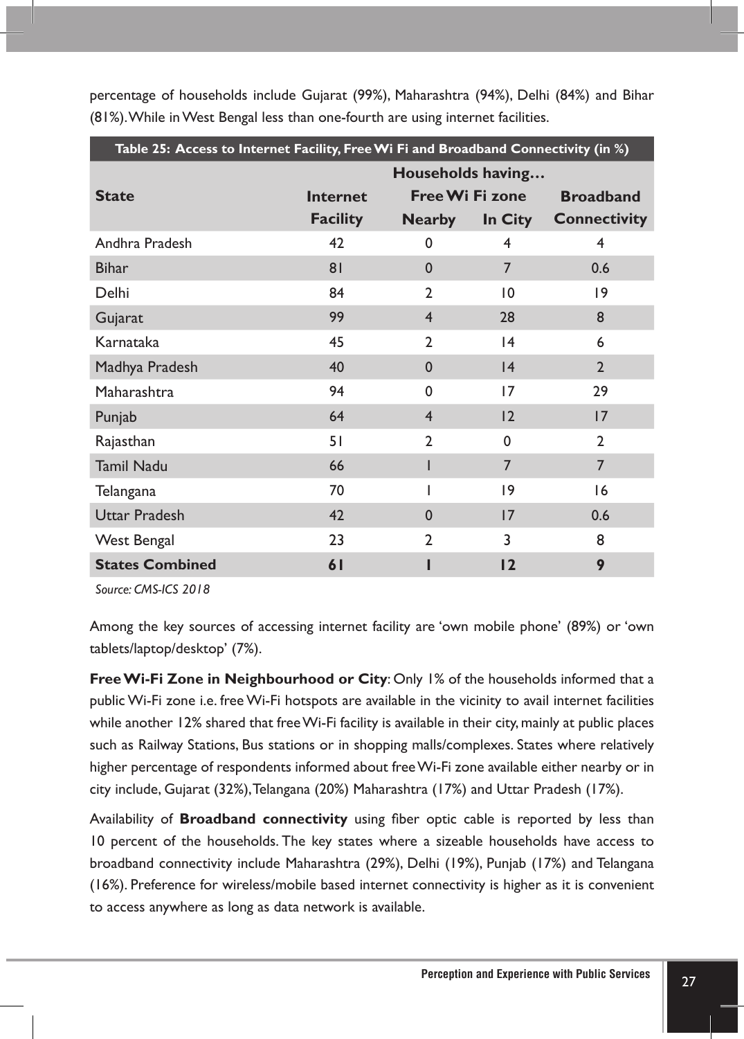percentage of households include Gujarat (99%), Maharashtra (94%), Delhi (84%) and Bihar (81%). While in West Bengal less than one-fourth are using internet facilities.

**Table 25: Access to Internet Facility, Free Wi Fi and Broadband Connectivity (in %)**

| State | Households having... | | | |
|---|---|---|---|---|
| | Internet Facility | Free Wi Fi zone | | Broadband Connectivity |
| | | Nearby | In City | |
| Andhra Pradesh | 42 | 0 | 4 | 4 |
| Bihar | 81 | 0 | 7 | 0.6 |
| Delhi | 84 | 2 | 10 | 19 |
| Gujarat | 99 | 4 | 28 | 8 |
| Karnataka | 45 | 2 | 14 | 6 |
| Madhya Pradesh | 40 | 0 | 14 | 2 |
| Maharashtra | 94 | 0 | 17 | 29 |
| Punjab | 64 | 4 | 12 | 17 |
| Rajasthan | 51 | 2 | 0 | 2 |
| Tamil Nadu | 66 | 1 | 7 | 7 |
| Telangana | 70 | 1 | 19 | 16 |
| Uttar Pradesh | 42 | 0 | 17 | 0.6 |
| West Bengal | 23 | 2 | 3 | 8 |
| **States Combined** | **61** | **1** | **12** | **9** |

*Source: CMS-ICS 2018*

Among the key sources of accessing internet facility are 'own mobile phone' (89%) or 'own tablets/laptop/desktop' (7%).

**Free Wi-Fi Zone in Neighbourhood or City**: Only 1% of the households informed that a public Wi-Fi zone i.e. free Wi-Fi hotspots are available in the vicinity to avail internet facilities while another 12% shared that free Wi-Fi facility is available in their city, mainly at public places such as Railway Stations, Bus stations or in shopping malls/complexes. States where relatively higher percentage of respondents informed about free Wi-Fi zone available either nearby or in city include, Gujarat (32%), Telangana (20%) Maharashtra (17%) and Uttar Pradesh (17%).

Availability of **Broadband connectivity** using fiber optic cable is reported by less than 10 percent of the households. The key states where a sizeable households have access to broadband connectivity include Maharashtra (29%), Delhi (19%), Punjab (17%) and Telangana (16%). Preference for wireless/mobile based internet connectivity is higher as it is convenient to access anywhere as long as data network is available.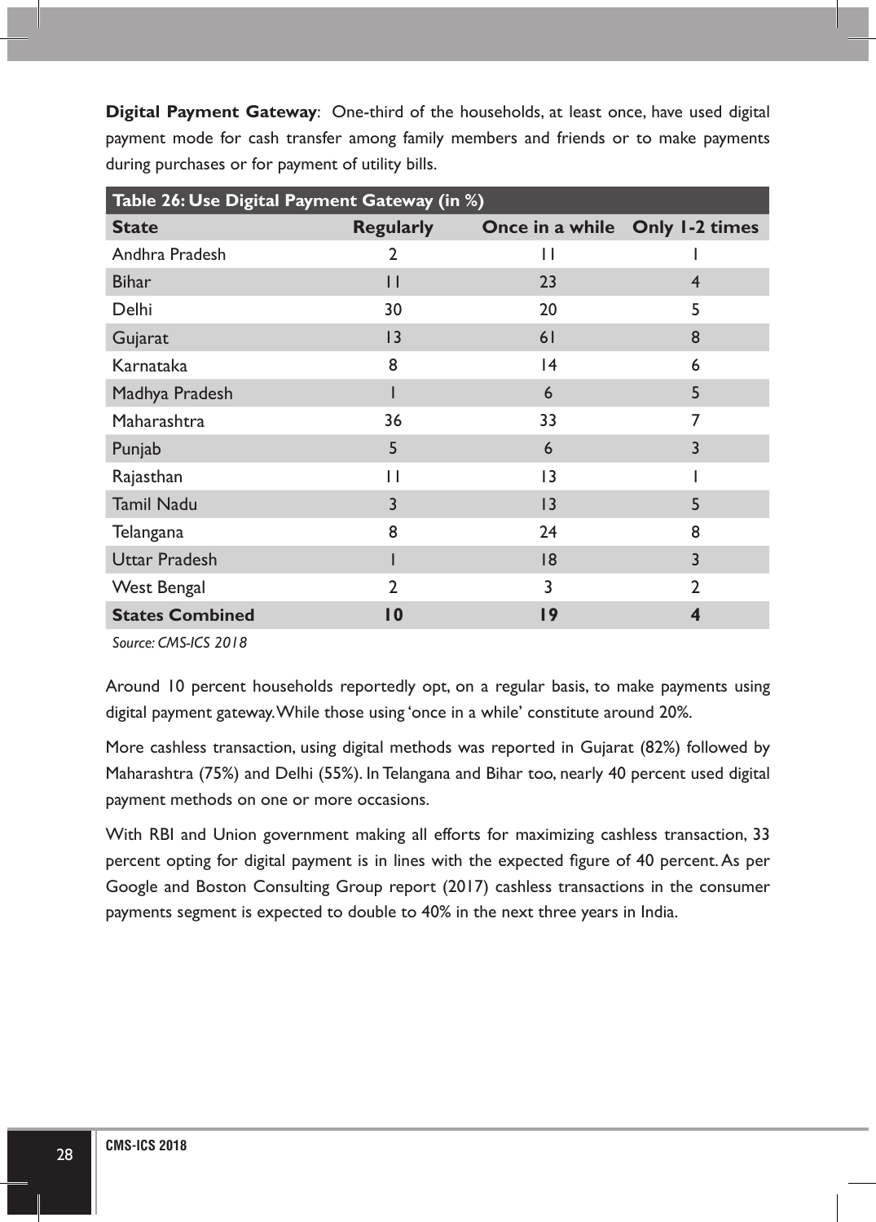**Digital Payment Gateway**: One-third of the households, at least once, have used digital payment mode for cash transfer among family members and friends or to make payments during purchases or for payment of utility bills.

**Table 26: Use Digital Payment Gateway (in %)**

| State | Regularly | Once in a while | Only 1-2 times |
|---|---|---|---|
| Andhra Pradesh | 2 | 11 | 1 |
| Bihar | 11 | 23 | 4 |
| Delhi | 30 | 20 | 5 |
| Gujarat | 13 | 61 | 8 |
| Karnataka | 8 | 14 | 6 |
| Madhya Pradesh | 1 | 6 | 5 |
| Maharashtra | 36 | 33 | 7 |
| Punjab | 5 | 6 | 3 |
| Rajasthan | 11 | 13 | 1 |
| Tamil Nadu | 3 | 13 | 5 |
| Telangana | 8 | 24 | 8 |
| Uttar Pradesh | 1 | 18 | 3 |
| West Bengal | 2 | 3 | 2 |
| **States Combined** | **10** | **19** | **4** |

*Source: CMS-ICS 2018*

Around 10 percent households reportedly opt, on a regular basis, to make payments using digital payment gateway. While those using 'once in a while' constitute around 20%.

More cashless transaction, using digital methods was reported in Gujarat (82%) followed by Maharashtra (75%) and Delhi (55%). In Telangana and Bihar too, nearly 40 percent used digital payment methods on one or more occasions.

With RBI and Union government making all efforts for maximizing cashless transaction, 33 percent opting for digital payment is in lines with the expected figure of 40 percent. As per Google and Boston Consulting Group report (2017) cashless transactions in the consumer payments segment is expected to double to 40% in the next three years in India.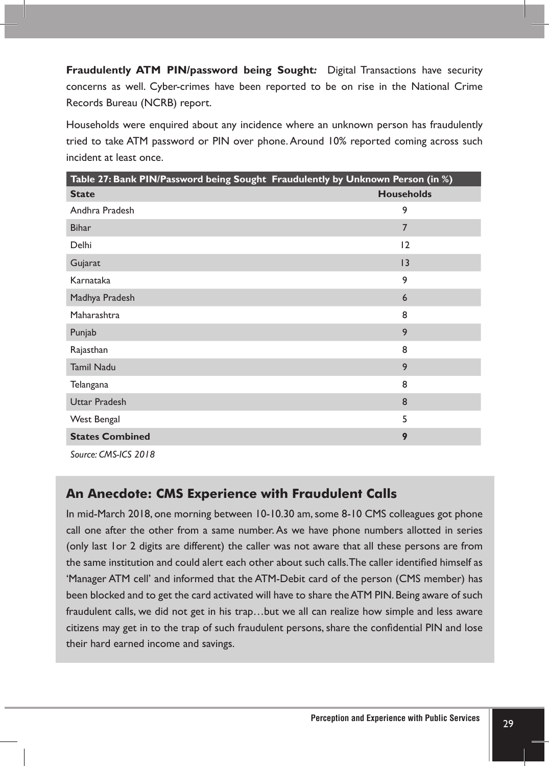**Fraudulently ATM PIN/password being Sought:** Digital Transactions have security concerns as well. Cyber-crimes have been reported to be on rise in the National Crime Records Bureau (NCRB) report.

Households were enquired about any incidence where an unknown person has fraudulently tried to take ATM password or PIN over phone. Around 10% reported coming across such incident at least once.

**Table 27: Bank PIN/Password being Sought Fraudulently by Unknown Person (in %)**

| State | Households |
|---|---|
| Andhra Pradesh | 9 |
| Bihar | 7 |
| Delhi | 12 |
| Gujarat | 13 |
| Karnataka | 9 |
| Madhya Pradesh | 6 |
| Maharashtra | 8 |
| Punjab | 9 |
| Rajasthan | 8 |
| Tamil Nadu | 9 |
| Telangana | 8 |
| Uttar Pradesh | 8 |
| West Bengal | 5 |
| **States Combined** | **9** |

*Source: CMS-ICS 2018*

## An Anecdote: CMS Experience with Fraudulent Calls

In mid-March 2018, one morning between 10-10.30 am, some 8-10 CMS colleagues got phone call one after the other from a same number. As we have phone numbers allotted in series (only last 1or 2 digits are different) the caller was not aware that all these persons are from the same institution and could alert each other about such calls. The caller identified himself as 'Manager ATM cell' and informed that the ATM-Debit card of the person (CMS member) has been blocked and to get the card activated will have to share the ATM PIN. Being aware of such fraudulent calls, we did not get in his trap…but we all can realize how simple and less aware citizens may get in to the trap of such fraudulent persons, share the confidential PIN and lose their hard earned income and savings.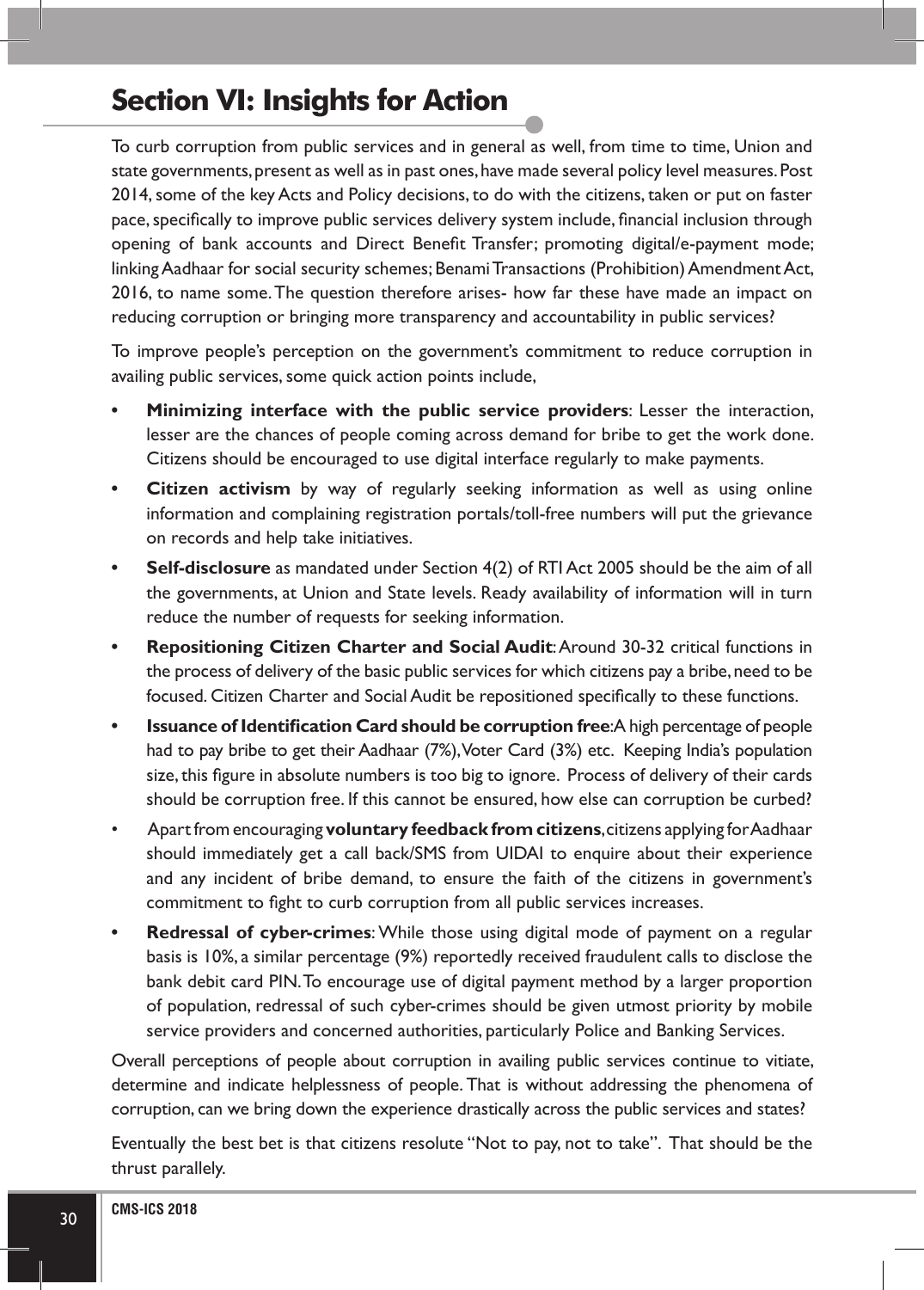# Section VI: Insights for Action

To curb corruption from public services and in general as well, from time to time, Union and state governments, present as well as in past ones, have made several policy level measures. Post 2014, some of the key Acts and Policy decisions, to do with the citizens, taken or put on faster pace, specifically to improve public services delivery system include, financial inclusion through opening of bank accounts and Direct Benefit Transfer; promoting digital/e-payment mode; linking Aadhaar for social security schemes; Benami Transactions (Prohibition) Amendment Act, 2016, to name some. The question therefore arises- how far these have made an impact on reducing corruption or bringing more transparency and accountability in public services?

To improve people's perception on the government's commitment to reduce corruption in availing public services, some quick action points include,

- **Minimizing interface with the public service providers**: Lesser the interaction, lesser are the chances of people coming across demand for bribe to get the work done. Citizens should be encouraged to use digital interface regularly to make payments.
- **Citizen activism** by way of regularly seeking information as well as using online information and complaining registration portals/toll-free numbers will put the grievance on records and help take initiatives.
- **Self-disclosure** as mandated under Section 4(2) of RTI Act 2005 should be the aim of all the governments, at Union and State levels. Ready availability of information will in turn reduce the number of requests for seeking information.
- **Repositioning Citizen Charter and Social Audit**: Around 30-32 critical functions in the process of delivery of the basic public services for which citizens pay a bribe, need to be focused. Citizen Charter and Social Audit be repositioned specifically to these functions.
- **Issuance of Identification Card should be corruption free**: A high percentage of people had to pay bribe to get their Aadhaar (7%), Voter Card (3%) etc. Keeping India's population size, this figure in absolute numbers is too big to ignore. Process of delivery of their cards should be corruption free. If this cannot be ensured, how else can corruption be curbed?
- Apart from encouraging **voluntary feedback from citizens**, citizens applying for Aadhaar should immediately get a call back/SMS from UIDAI to enquire about their experience and any incident of bribe demand, to ensure the faith of the citizens in government's commitment to fight to curb corruption from all public services increases.
- **Redressal of cyber-crimes**: While those using digital mode of payment on a regular basis is 10%, a similar percentage (9%) reportedly received fraudulent calls to disclose the bank debit card PIN. To encourage use of digital payment method by a larger proportion of population, redressal of such cyber-crimes should be given utmost priority by mobile service providers and concerned authorities, particularly Police and Banking Services.

Overall perceptions of people about corruption in availing public services continue to vitiate, determine and indicate helplessness of people. That is without addressing the phenomena of corruption, can we bring down the experience drastically across the public services and states?

Eventually the best bet is that citizens resolute "Not to pay, not to take". That should be the thrust parallely.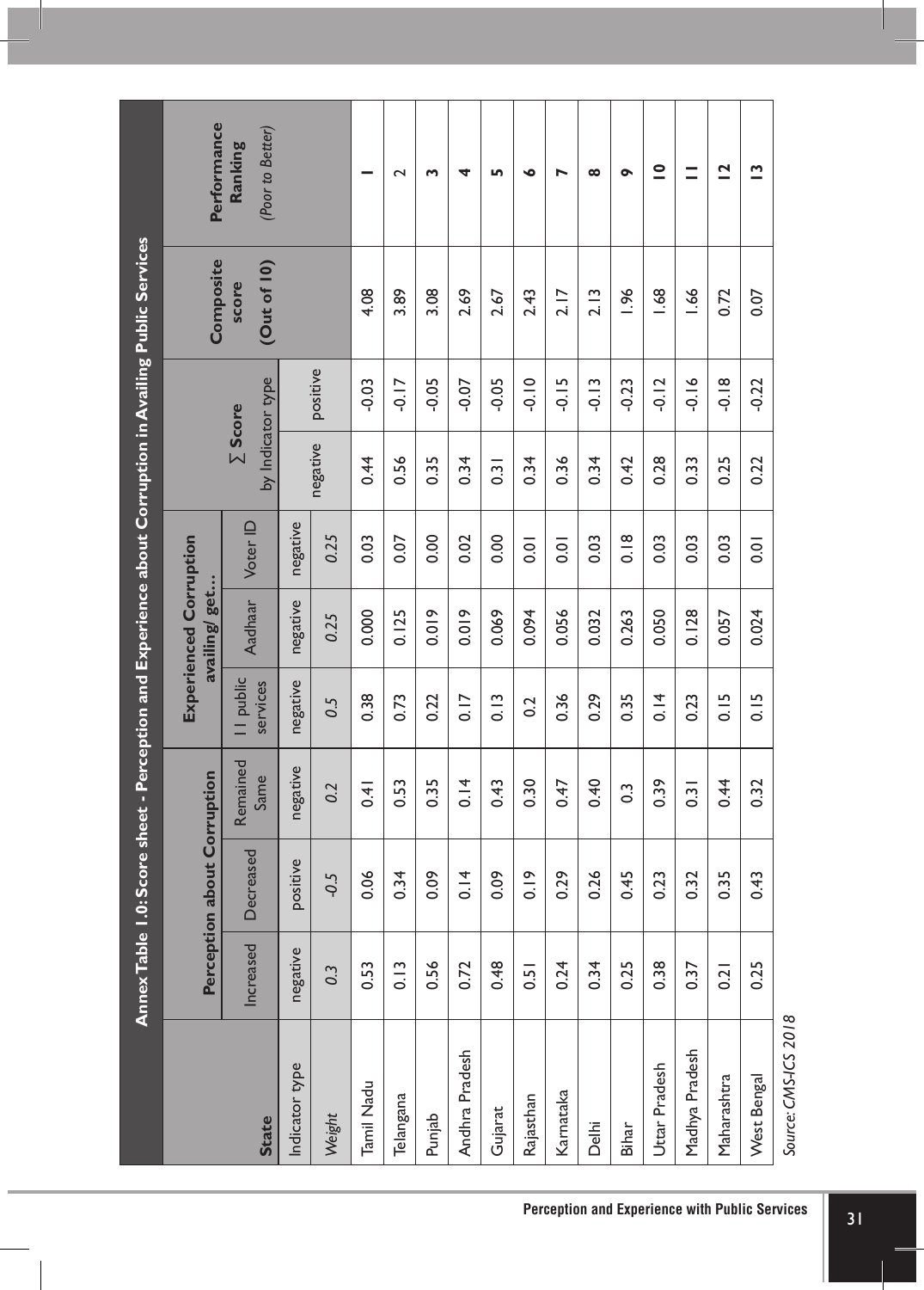## Annex Table 1.0: Score sheet - Perception and Experience about Corruption in Availing Public Services

| State | Perception about Corruption | | | Experienced Corruption availing/ get… | | | ∑ Score by Indicator type | | Composite score (Out of 10) | Performance Ranking (Poor to Better) |
|---|---|---|---|---|---|---|---|---|---|---|
| | Increased | Decreased | Remained Same | 11 public services | Aadhaar | Voter ID | | | | |
| Indicator type | negative | positive | negative | negative | negative | negative | negative | positive | | |
| *Weight* | *0.3* | *-0.5* | *0.2* | *0.5* | *0.25* | *0.25* | | | | |
| Tamil Nadu | 0.53 | 0.06 | 0.41 | 0.38 | 0.000 | 0.03 | 0.44 | -0.03 | 4.08 | **1** |
| Telangana | 0.13 | 0.34 | 0.53 | 0.73 | 0.125 | 0.07 | 0.56 | -0.17 | 3.89 | **2** |
| Punjab | 0.56 | 0.09 | 0.35 | 0.22 | 0.019 | 0.00 | 0.35 | -0.05 | 3.08 | **3** |
| Andhra Pradesh | 0.72 | 0.14 | 0.14 | 0.17 | 0.019 | 0.02 | 0.34 | -0.07 | 2.69 | **4** |
| Gujarat | 0.48 | 0.09 | 0.43 | 0.13 | 0.069 | 0.00 | 0.31 | -0.05 | 2.67 | **5** |
| Rajasthan | 0.51 | 0.19 | 0.30 | 0.2 | 0.094 | 0.01 | 0.34 | -0.10 | 2.43 | **6** |
| Karnataka | 0.24 | 0.29 | 0.47 | 0.36 | 0.056 | 0.01 | 0.36 | -0.15 | 2.17 | **7** |
| Delhi | 0.34 | 0.26 | 0.40 | 0.29 | 0.032 | 0.03 | 0.34 | -0.13 | 2.13 | **8** |
| Bihar | 0.25 | 0.45 | 0.3 | 0.35 | 0.263 | 0.18 | 0.42 | -0.23 | 1.96 | **9** |
| Uttar Pradesh | 0.38 | 0.23 | 0.39 | 0.14 | 0.050 | 0.03 | 0.28 | -0.12 | 1.68 | **10** |
| Madhya Pradesh | 0.37 | 0.32 | 0.31 | 0.23 | 0.128 | 0.03 | 0.33 | -0.16 | 1.66 | **11** |
| Maharashtra | 0.21 | 0.35 | 0.44 | 0.15 | 0.057 | 0.03 | 0.25 | -0.18 | 0.72 | **12** |
| West Bengal | 0.25 | 0.43 | 0.32 | 0.15 | 0.024 | 0.01 | 0.22 | -0.22 | 0.07 | **13** |

*Source: CMS-ICS 2018*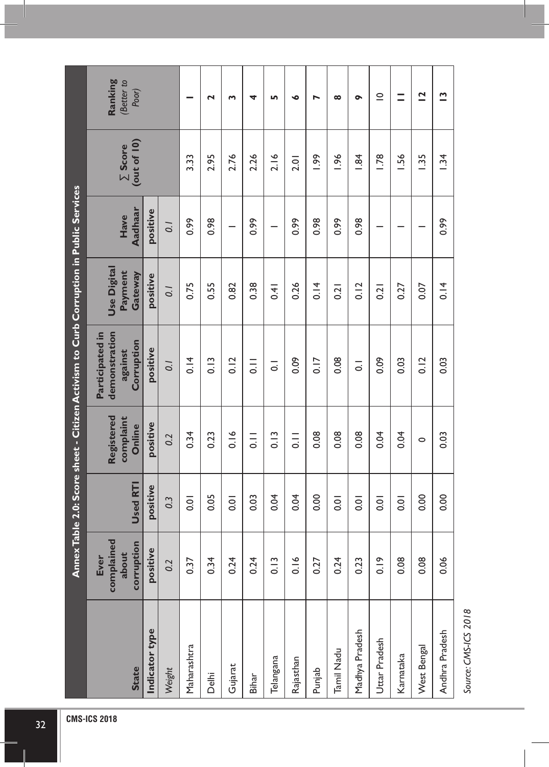## Annex Table 2.0: Score sheet - Citizen Activism to Curb Corruption in Public Services

| State | Ever complained about corruption | Used RTI | Registered complaint Online | Participated in demonstration against Corruption | Use Digital Payment Gateway | Have Aadhaar | ∑ Score (out of 10) | Ranking (Better to Poor) |
|---|---|---|---|---|---|---|---|---|
| **Indicator type** | positive | positive | positive | positive | positive | positive | | |
| *Weight* | *0.2* | *0.3* | *0.2* | *0.1* | *0.1* | *0.1* | | |
| Maharashtra | 0.37 | 0.01 | 0.34 | 0.14 | 0.75 | 0.99 | 3.33 | 1 |
| Delhi | 0.34 | 0.05 | 0.23 | 0.13 | 0.55 | 0.98 | 2.95 | 2 |
| Gujarat | 0.24 | 0.01 | 0.16 | 0.12 | 0.82 | 1 | 2.76 | 3 |
| Bihar | 0.24 | 0.03 | 0.11 | 0.11 | 0.38 | 0.99 | 2.26 | 4 |
| Telangana | 0.13 | 0.04 | 0.13 | 0.1 | 0.41 | 1 | 2.16 | 5 |
| Rajasthan | 0.16 | 0.04 | 0.11 | 0.09 | 0.26 | 0.99 | 2.01 | 6 |
| Punjab | 0.27 | 0.00 | 0.08 | 0.17 | 0.14 | 0.98 | 1.99 | 7 |
| Tamil Nadu | 0.24 | 0.01 | 0.08 | 0.08 | 0.21 | 0.99 | 1.96 | 8 |
| Madhya Pradesh | 0.23 | 0.01 | 0.08 | 0.1 | 0.12 | 0.98 | 1.84 | 9 |
| Uttar Pradesh | 0.19 | 0.01 | 0.04 | 0.09 | 0.21 | 1 | 1.78 | 10 |
| Karnataka | 0.08 | 0.01 | 0.04 | 0.03 | 0.27 | 1 | 1.56 | 11 |
| West Bengal | 0.08 | 0.00 | 0 | 0.12 | 0.07 | 1 | 1.35 | 12 |
| Andhra Pradesh | 0.06 | 0.00 | 0.03 | 0.03 | 0.14 | 0.99 | 1.34 | 13 |

*Source: CMS-ICS 2018*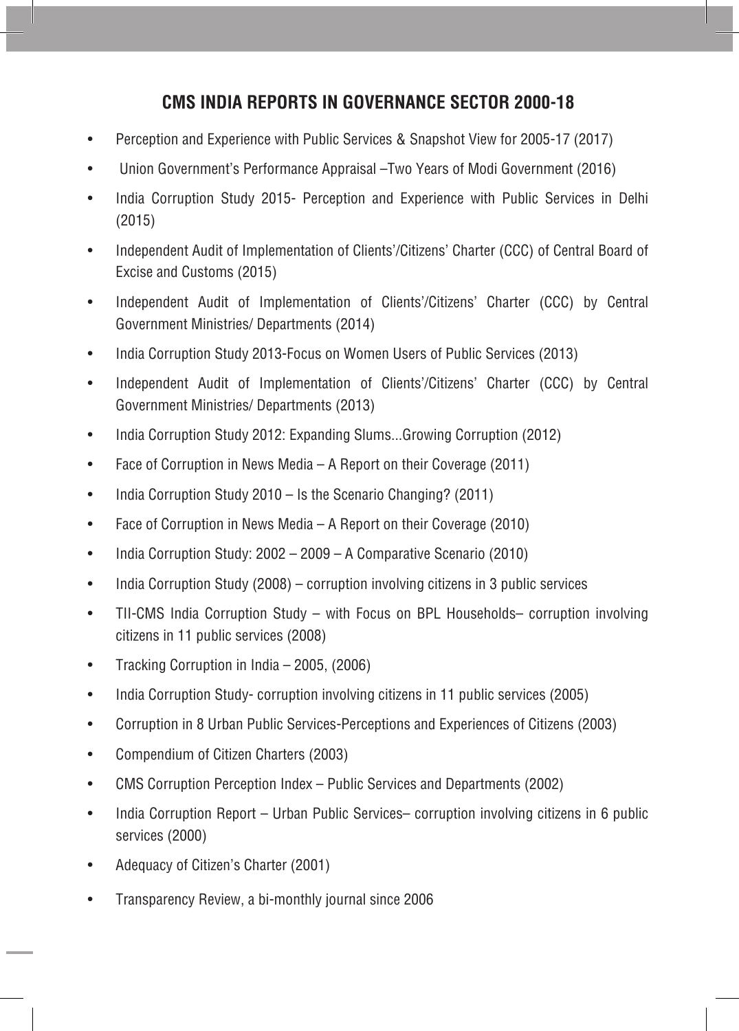## CMS INDIA REPORTS IN GOVERNANCE SECTOR 2000-18

- Perception and Experience with Public Services & Snapshot View for 2005-17 (2017)
- Union Government's Performance Appraisal –Two Years of Modi Government (2016)
- India Corruption Study 2015- Perception and Experience with Public Services in Delhi (2015)
- Independent Audit of Implementation of Clients'/Citizens' Charter (CCC) of Central Board of Excise and Customs (2015)
- Independent Audit of Implementation of Clients'/Citizens' Charter (CCC) by Central Government Ministries/ Departments (2014)
- India Corruption Study 2013-Focus on Women Users of Public Services (2013)
- Independent Audit of Implementation of Clients'/Citizens' Charter (CCC) by Central Government Ministries/ Departments (2013)
- India Corruption Study 2012: Expanding Slums...Growing Corruption (2012)
- Face of Corruption in News Media – A Report on their Coverage (2011)
- India Corruption Study 2010 – Is the Scenario Changing? (2011)
- Face of Corruption in News Media – A Report on their Coverage (2010)
- India Corruption Study: 2002 – 2009 – A Comparative Scenario (2010)
- India Corruption Study (2008) – corruption involving citizens in 3 public services
- TII-CMS India Corruption Study – with Focus on BPL Households– corruption involving citizens in 11 public services (2008)
- Tracking Corruption in India – 2005, (2006)
- India Corruption Study- corruption involving citizens in 11 public services (2005)
- Corruption in 8 Urban Public Services-Perceptions and Experiences of Citizens (2003)
- Compendium of Citizen Charters (2003)
- CMS Corruption Perception Index – Public Services and Departments (2002)
- India Corruption Report – Urban Public Services– corruption involving citizens in 6 public services (2000)
- Adequacy of Citizen's Charter (2001)
- Transparency Review, a bi-monthly journal since 2006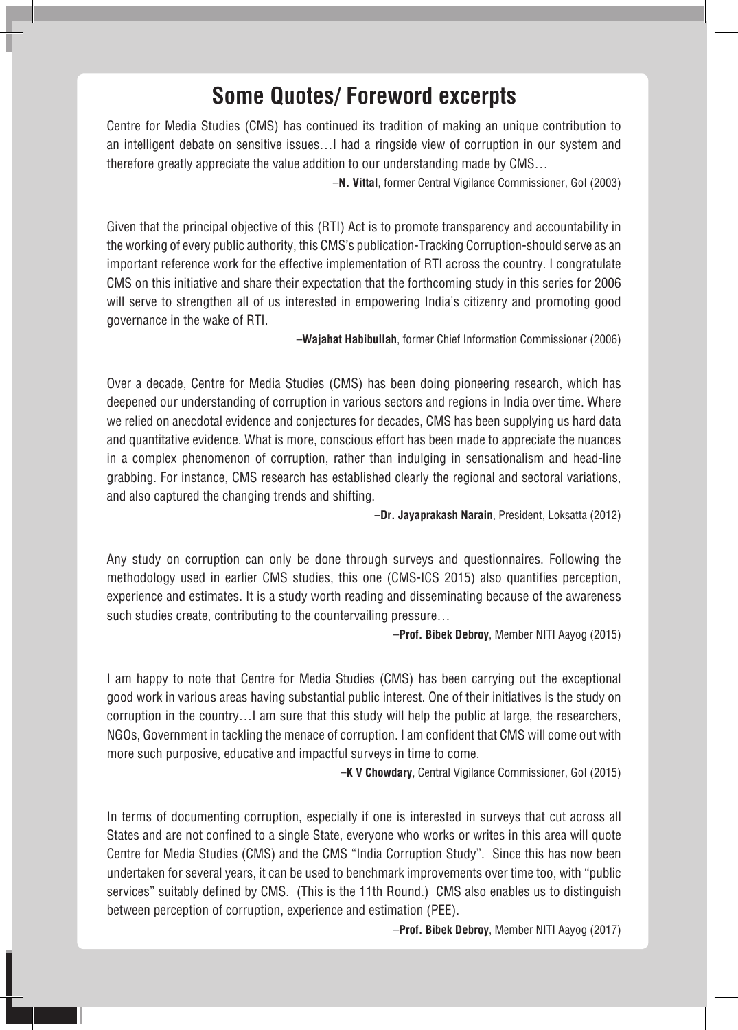# Some Quotes/ Foreword excerpts

Centre for Media Studies (CMS) has continued its tradition of making an unique contribution to an intelligent debate on sensitive issues…I had a ringside view of corruption in our system and therefore greatly appreciate the value addition to our understanding made by CMS…

–**N. Vittal**, former Central Vigilance Commissioner, GoI (2003)

Given that the principal objective of this (RTI) Act is to promote transparency and accountability in the working of every public authority, this CMS's publication-Tracking Corruption-should serve as an important reference work for the effective implementation of RTI across the country. I congratulate CMS on this initiative and share their expectation that the forthcoming study in this series for 2006 will serve to strengthen all of us interested in empowering India's citizenry and promoting good governance in the wake of RTI.

–**Wajahat Habibullah**, former Chief Information Commissioner (2006)

Over a decade, Centre for Media Studies (CMS) has been doing pioneering research, which has deepened our understanding of corruption in various sectors and regions in India over time. Where we relied on anecdotal evidence and conjectures for decades, CMS has been supplying us hard data and quantitative evidence. What is more, conscious effort has been made to appreciate the nuances in a complex phenomenon of corruption, rather than indulging in sensationalism and head-line grabbing. For instance, CMS research has established clearly the regional and sectoral variations, and also captured the changing trends and shifting.

–**Dr. Jayaprakash Narain**, President, Loksatta (2012)

Any study on corruption can only be done through surveys and questionnaires. Following the methodology used in earlier CMS studies, this one (CMS-ICS 2015) also quantifies perception, experience and estimates. It is a study worth reading and disseminating because of the awareness such studies create, contributing to the countervailing pressure…

–**Prof. Bibek Debroy**, Member NITI Aayog (2015)

I am happy to note that Centre for Media Studies (CMS) has been carrying out the exceptional good work in various areas having substantial public interest. One of their initiatives is the study on corruption in the country…I am sure that this study will help the public at large, the researchers, NGOs, Government in tackling the menace of corruption. I am confident that CMS will come out with more such purposive, educative and impactful surveys in time to come.

–**K V Chowdary**, Central Vigilance Commissioner, GoI (2015)

In terms of documenting corruption, especially if one is interested in surveys that cut across all States and are not confined to a single State, everyone who works or writes in this area will quote Centre for Media Studies (CMS) and the CMS "India Corruption Study". Since this has now been undertaken for several years, it can be used to benchmark improvements over time too, with "public services" suitably defined by CMS. (This is the 11th Round.) CMS also enables us to distinguish between perception of corruption, experience and estimation (PEE).

–**Prof. Bibek Debroy**, Member NITI Aayog (2017)